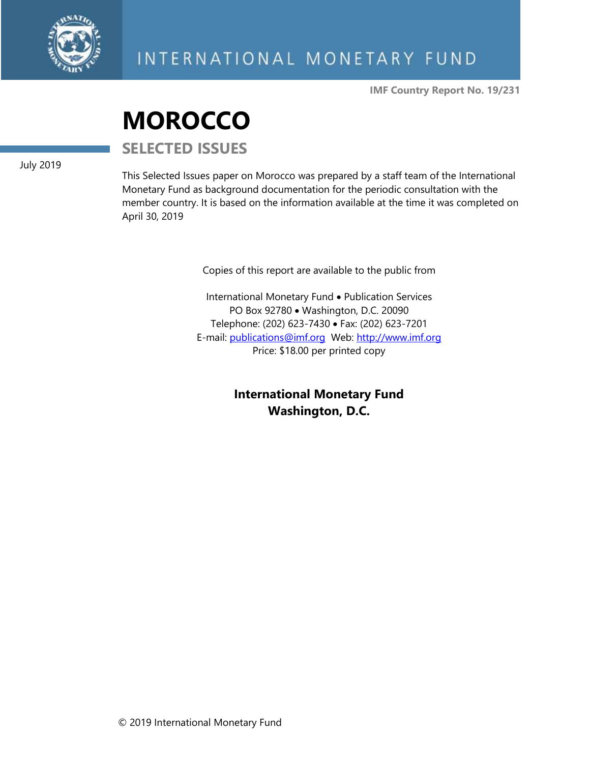INTERNATIONAL MONETARY FUND

IMF Country Report No. 19/231

# MOROCCO

## SELECTED ISSUES

July 2019

This Selected Issues paper on Morocco was prepared by a staff team of the International Monetary Fund as background documentation for the periodic consultation with the member country. It is based on the information available at the time it was completed on April 30, 2019

Copies of this report are available to the public from

International Monetary Fund • Publication Services
PO Box 92780 • Washington, D.C. 20090
Telephone: (202) 623-7430 • Fax: (202) 623-7201
E-mail: publications@imf.org Web: http://www.imf.org
Price: $18.00 per printed copy

**International Monetary Fund**
**Washington, D.C.**

© 2019 International Monetary Fund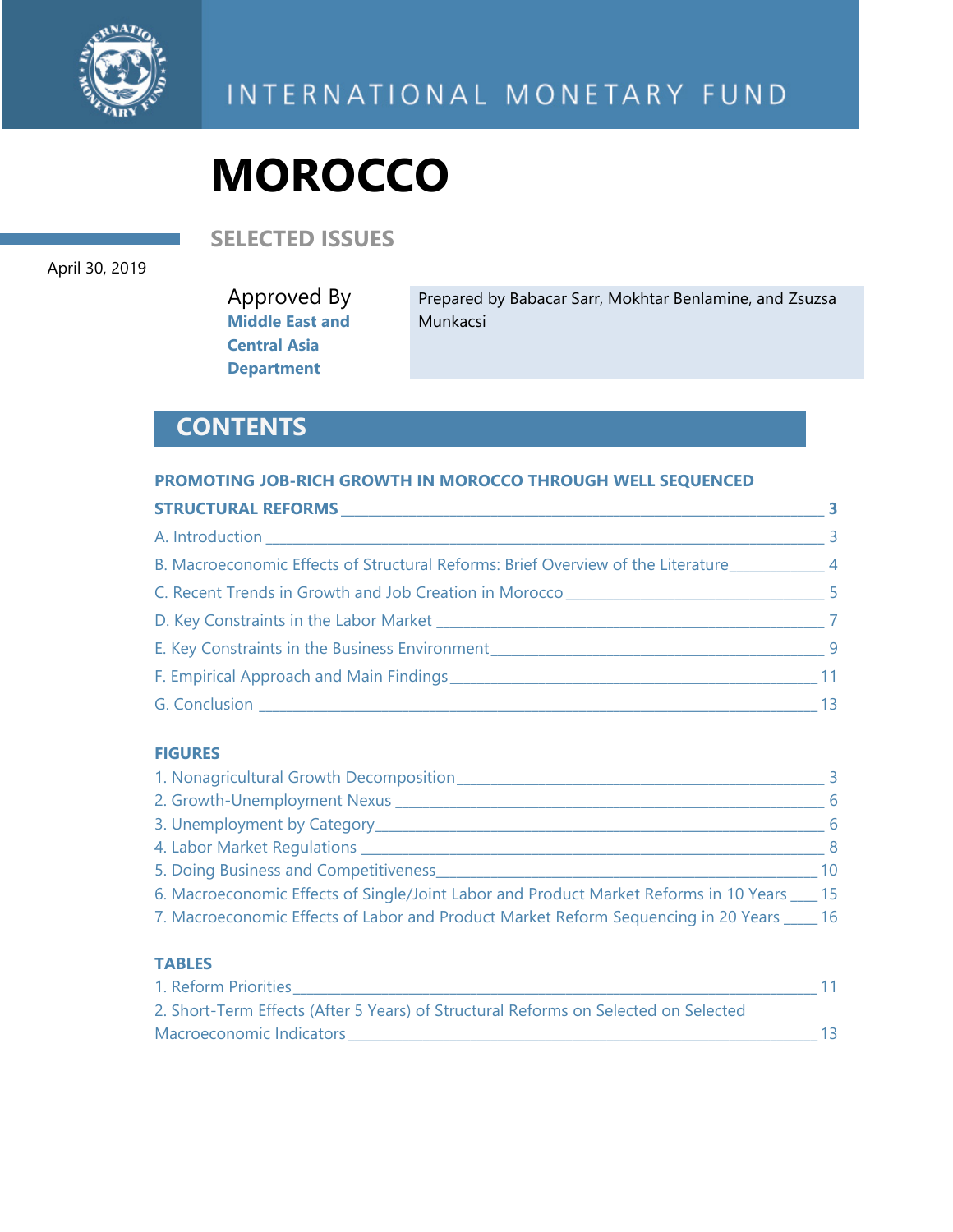INTERNATIONAL MONETARY FUND

# MOROCCO

## SELECTED ISSUES

April 30, 2019

Approved By
**Middle East and Central Asia Department**

Prepared by Babacar Sarr, Mokhtar Benlamine, and Zsuzsa Munkacsi

## CONTENTS

**PROMOTING JOB-RICH GROWTH IN MOROCCO THROUGH WELL SEQUENCED STRUCTURAL REFORMS** _____ **3**

A. Introduction _____ 3

B. Macroeconomic Effects of Structural Reforms: Brief Overview of the Literature _____ 4

C. Recent Trends in Growth and Job Creation in Morocco _____ 5

D. Key Constraints in the Labor Market _____ 7

E. Key Constraints in the Business Environment _____ 9

F. Empirical Approach and Main Findings _____ 11

G. Conclusion _____ 13

**FIGURES**

1. Nonagricultural Growth Decomposition _____ 3
2. Growth-Unemployment Nexus _____ 6
3. Unemployment by Category _____ 6
4. Labor Market Regulations _____ 8
5. Doing Business and Competitiveness _____ 10
6. Macroeconomic Effects of Single/Joint Labor and Product Market Reforms in 10 Years _____ 15
7. Macroeconomic Effects of Labor and Product Market Reform Sequencing in 20 Years _____ 16

**TABLES**

1. Reform Priorities _____ 11
2. Short-Term Effects (After 5 Years) of Structural Reforms on Selected on Selected Macroeconomic Indicators _____ 13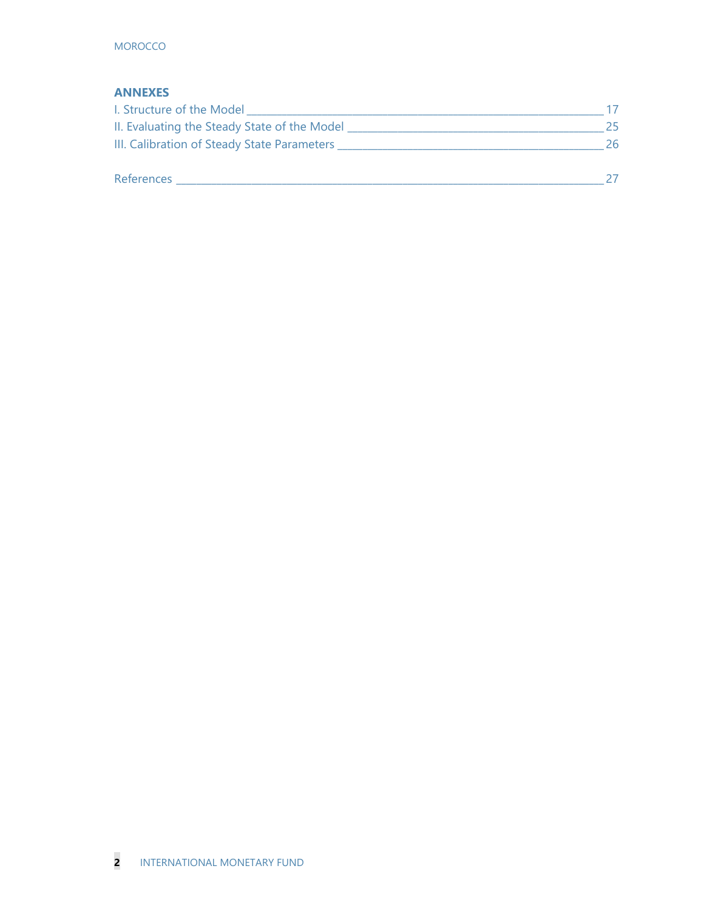## ANNEXES

I. Structure of the Model _______________ 17

II. Evaluating the Steady State of the Model _______________ 25

III. Calibration of Steady State Parameters _______________ 26

References _______________ 27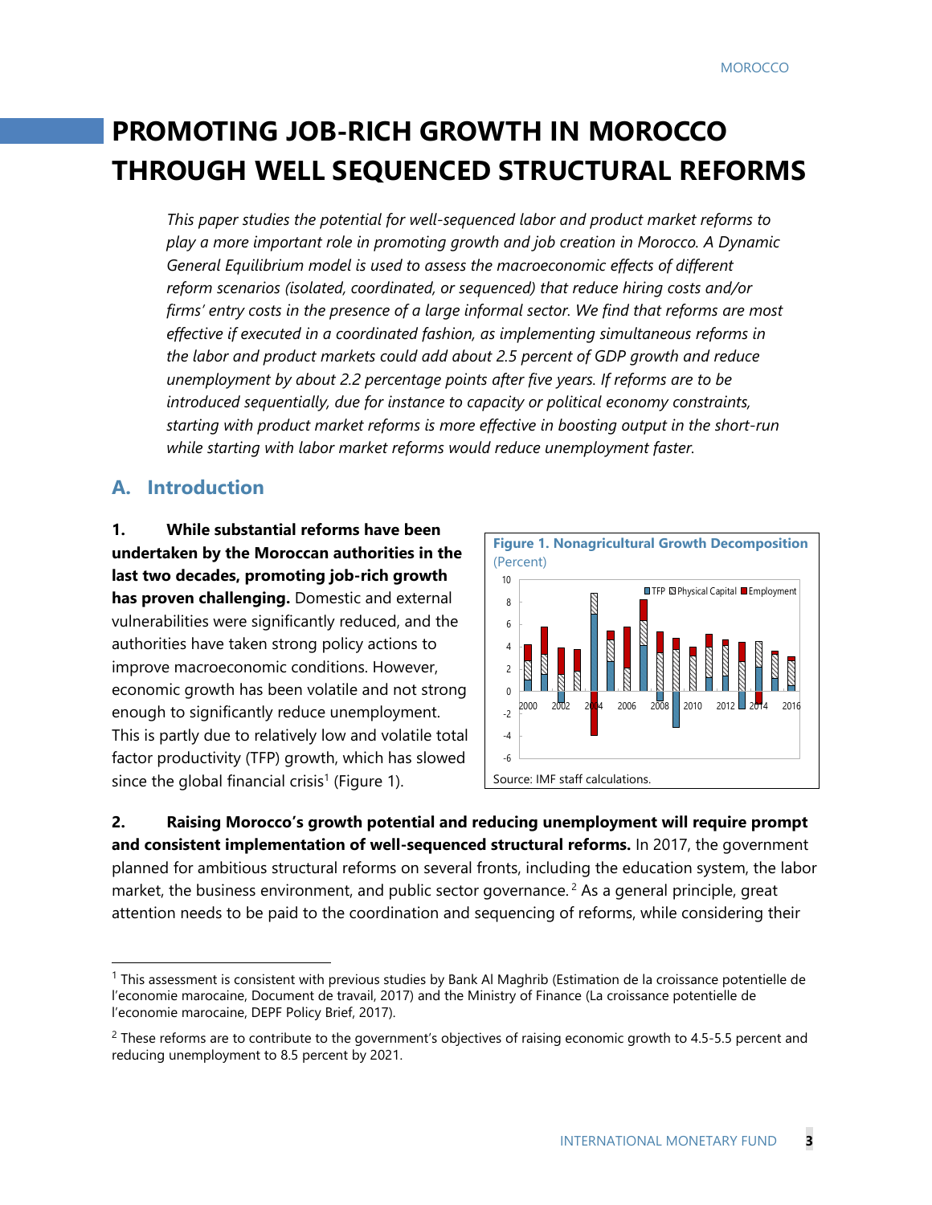# PROMOTING JOB-RICH GROWTH IN MOROCCO THROUGH WELL SEQUENCED STRUCTURAL REFORMS

*This paper studies the potential for well-sequenced labor and product market reforms to play a more important role in promoting growth and job creation in Morocco. A Dynamic General Equilibrium model is used to assess the macroeconomic effects of different reform scenarios (isolated, coordinated, or sequenced) that reduce hiring costs and/or firms' entry costs in the presence of a large informal sector. We find that reforms are most effective if executed in a coordinated fashion, as implementing simultaneous reforms in the labor and product markets could add about 2.5 percent of GDP growth and reduce unemployment by about 2.2 percentage points after five years. If reforms are to be introduced sequentially, due for instance to capacity or political economy constraints, starting with product market reforms is more effective in boosting output in the short-run while starting with labor market reforms would reduce unemployment faster.*

## A. Introduction

**1. While substantial reforms have been undertaken by the Moroccan authorities in the last two decades, promoting job-rich growth has proven challenging.** Domestic and external vulnerabilities were significantly reduced, and the authorities have taken strong policy actions to improve macroeconomic conditions. However, economic growth has been volatile and not strong enough to significantly reduce unemployment. This is partly due to relatively low and volatile total factor productivity (TFP) growth, which has slowed since the global financial crisis[1] (Figure 1).

**Figure 1. Nonagricultural Growth Decomposition**
(Percent)

Source: IMF staff calculations.

**2. Raising Morocco's growth potential and reducing unemployment will require prompt and consistent implementation of well-sequenced structural reforms.** In 2017, the government planned for ambitious structural reforms on several fronts, including the education system, the labor market, the business environment, and public sector governance.[2] As a general principle, great attention needs to be paid to the coordination and sequencing of reforms, while considering their

---

[1] This assessment is consistent with previous studies by Bank Al Maghrib (Estimation de la croissance potentielle de l'economie marocaine, Document de travail, 2017) and the Ministry of Finance (La croissance potentielle de l'economie marocaine, DEPF Policy Brief, 2017).

[2] These reforms are to contribute to the government's objectives of raising economic growth to 4.5-5.5 percent and reducing unemployment to 8.5 percent by 2021.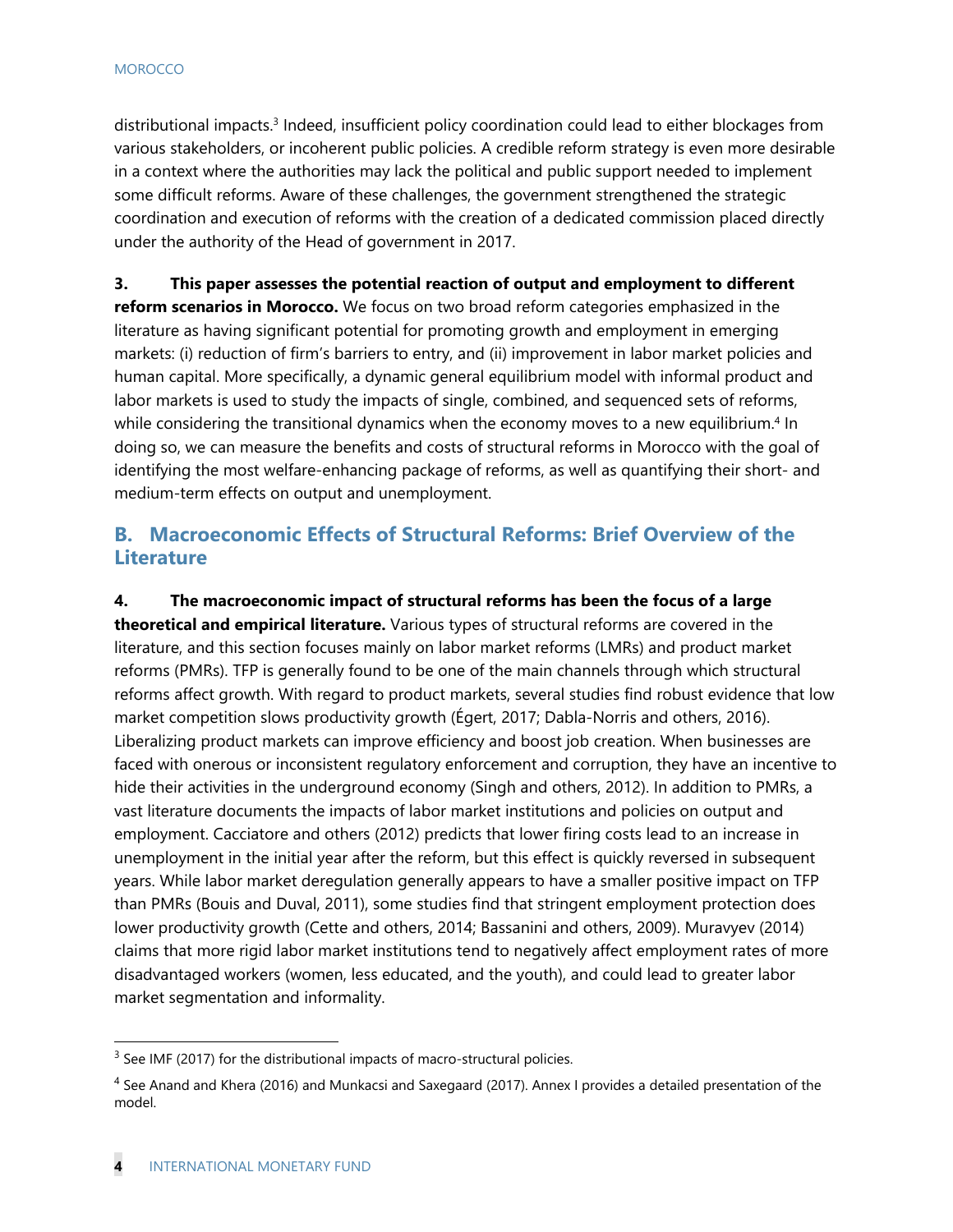distributional impacts.[3] Indeed, insufficient policy coordination could lead to either blockages from various stakeholders, or incoherent public policies. A credible reform strategy is even more desirable in a context where the authorities may lack the political and public support needed to implement some difficult reforms. Aware of these challenges, the government strengthened the strategic coordination and execution of reforms with the creation of a dedicated commission placed directly under the authority of the Head of government in 2017.

**3. This paper assesses the potential reaction of output and employment to different reform scenarios in Morocco.** We focus on two broad reform categories emphasized in the literature as having significant potential for promoting growth and employment in emerging markets: (i) reduction of firm's barriers to entry, and (ii) improvement in labor market policies and human capital. More specifically, a dynamic general equilibrium model with informal product and labor markets is used to study the impacts of single, combined, and sequenced sets of reforms, while considering the transitional dynamics when the economy moves to a new equilibrium.[4] In doing so, we can measure the benefits and costs of structural reforms in Morocco with the goal of identifying the most welfare-enhancing package of reforms, as well as quantifying their short- and medium-term effects on output and unemployment.

## B. Macroeconomic Effects of Structural Reforms: Brief Overview of the Literature

**4. The macroeconomic impact of structural reforms has been the focus of a large theoretical and empirical literature.** Various types of structural reforms are covered in the literature, and this section focuses mainly on labor market reforms (LMRs) and product market reforms (PMRs). TFP is generally found to be one of the main channels through which structural reforms affect growth. With regard to product markets, several studies find robust evidence that low market competition slows productivity growth (Égert, 2017; Dabla-Norris and others, 2016). Liberalizing product markets can improve efficiency and boost job creation. When businesses are faced with onerous or inconsistent regulatory enforcement and corruption, they have an incentive to hide their activities in the underground economy (Singh and others, 2012). In addition to PMRs, a vast literature documents the impacts of labor market institutions and policies on output and employment. Cacciatore and others (2012) predicts that lower firing costs lead to an increase in unemployment in the initial year after the reform, but this effect is quickly reversed in subsequent years. While labor market deregulation generally appears to have a smaller positive impact on TFP than PMRs (Bouis and Duval, 2011), some studies find that stringent employment protection does lower productivity growth (Cette and others, 2014; Bassanini and others, 2009). Muravyev (2014) claims that more rigid labor market institutions tend to negatively affect employment rates of more disadvantaged workers (women, less educated, and the youth), and could lead to greater labor market segmentation and informality.

[3] See IMF (2017) for the distributional impacts of macro-structural policies.

[4] See Anand and Khera (2016) and Munkacsi and Saxegaard (2017). Annex I provides a detailed presentation of the model.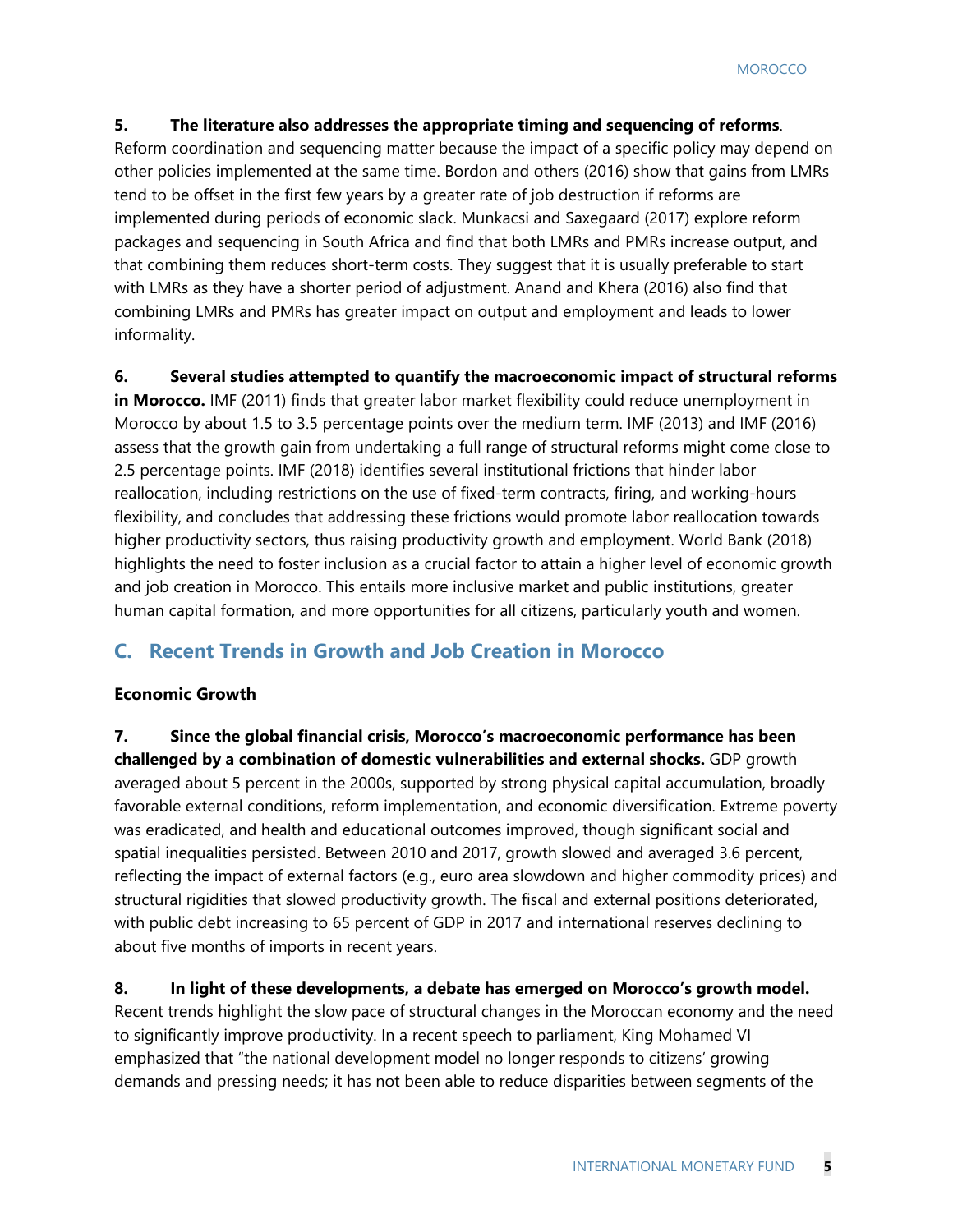**5. The literature also addresses the appropriate timing and sequencing of reforms**. Reform coordination and sequencing matter because the impact of a specific policy may depend on other policies implemented at the same time. Bordon and others (2016) show that gains from LMRs tend to be offset in the first few years by a greater rate of job destruction if reforms are implemented during periods of economic slack. Munkacsi and Saxegaard (2017) explore reform packages and sequencing in South Africa and find that both LMRs and PMRs increase output, and that combining them reduces short-term costs. They suggest that it is usually preferable to start with LMRs as they have a shorter period of adjustment. Anand and Khera (2016) also find that combining LMRs and PMRs has greater impact on output and employment and leads to lower informality.

**6. Several studies attempted to quantify the macroeconomic impact of structural reforms in Morocco.** IMF (2011) finds that greater labor market flexibility could reduce unemployment in Morocco by about 1.5 to 3.5 percentage points over the medium term. IMF (2013) and IMF (2016) assess that the growth gain from undertaking a full range of structural reforms might come close to 2.5 percentage points. IMF (2018) identifies several institutional frictions that hinder labor reallocation, including restrictions on the use of fixed-term contracts, firing, and working-hours flexibility, and concludes that addressing these frictions would promote labor reallocation towards higher productivity sectors, thus raising productivity growth and employment. World Bank (2018) highlights the need to foster inclusion as a crucial factor to attain a higher level of economic growth and job creation in Morocco. This entails more inclusive market and public institutions, greater human capital formation, and more opportunities for all citizens, particularly youth and women.

## C. Recent Trends in Growth and Job Creation in Morocco

### Economic Growth

**7. Since the global financial crisis, Morocco's macroeconomic performance has been challenged by a combination of domestic vulnerabilities and external shocks.** GDP growth averaged about 5 percent in the 2000s, supported by strong physical capital accumulation, broadly favorable external conditions, reform implementation, and economic diversification. Extreme poverty was eradicated, and health and educational outcomes improved, though significant social and spatial inequalities persisted. Between 2010 and 2017, growth slowed and averaged 3.6 percent, reflecting the impact of external factors (e.g., euro area slowdown and higher commodity prices) and structural rigidities that slowed productivity growth. The fiscal and external positions deteriorated, with public debt increasing to 65 percent of GDP in 2017 and international reserves declining to about five months of imports in recent years.

**8. In light of these developments, a debate has emerged on Morocco's growth model.** Recent trends highlight the slow pace of structural changes in the Moroccan economy and the need to significantly improve productivity. In a recent speech to parliament, King Mohamed VI emphasized that "the national development model no longer responds to citizens' growing demands and pressing needs; it has not been able to reduce disparities between segments of the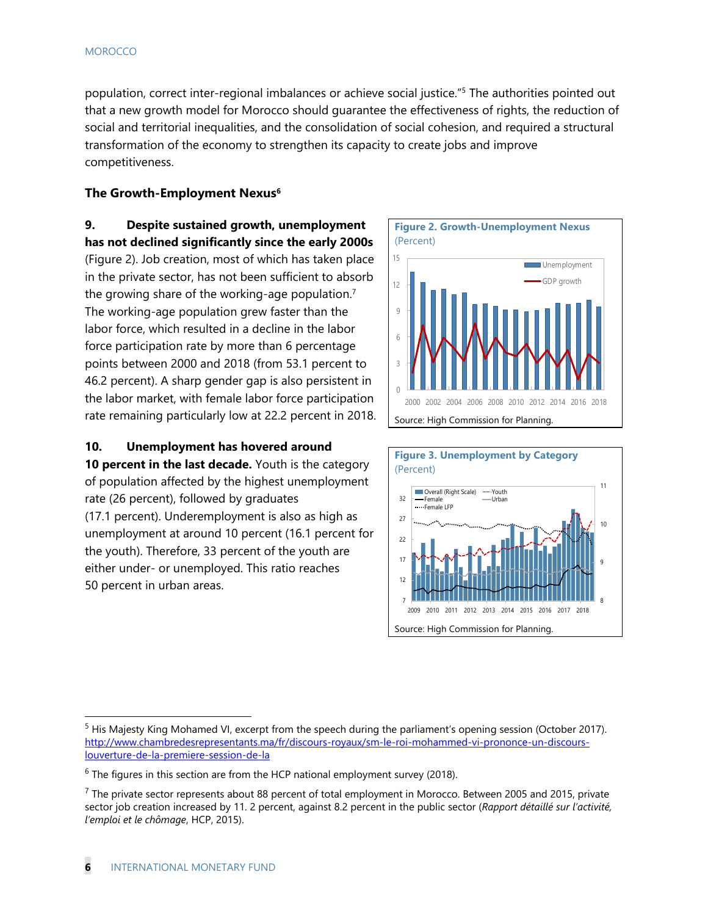population, correct inter-regional imbalances or achieve social justice."[5] The authorities pointed out that a new growth model for Morocco should guarantee the effectiveness of rights, the reduction of social and territorial inequalities, and the consolidation of social cohesion, and required a structural transformation of the economy to strengthen its capacity to create jobs and improve competitiveness.

### The Growth-Employment Nexus[6]

**9. Despite sustained growth, unemployment has not declined significantly since the early 2000s** (Figure 2). Job creation, most of which has taken place in the private sector, has not been sufficient to absorb the growing share of the working-age population.[7] The working-age population grew faster than the labor force, which resulted in a decline in the labor force participation rate by more than 6 percentage points between 2000 and 2018 (from 53.1 percent to 46.2 percent). A sharp gender gap is also persistent in the labor market, with female labor force participation rate remaining particularly low at 22.2 percent in 2018.

**Figure 2. Growth-Unemployment Nexus**
(Percent)

Source: High Commission for Planning.

**10. Unemployment has hovered around 10 percent in the last decade.** Youth is the category of population affected by the highest unemployment rate (26 percent), followed by graduates (17.1 percent). Underemployment is also as high as unemployment at around 10 percent (16.1 percent for the youth). Therefore, 33 percent of the youth are either under- or unemployed. This ratio reaches 50 percent in urban areas.

**Figure 3. Unemployment by Category**
(Percent)

Source: High Commission for Planning.

---

[5] His Majesty King Mohamed VI, excerpt from the speech during the parliament's opening session (October 2017). http://www.chambredesrepresentants.ma/fr/discours-royaux/sm-le-roi-mohammed-vi-prononce-un-discours-louverture-de-la-premiere-session-de-la

[6] The figures in this section are from the HCP national employment survey (2018).

[7] The private sector represents about 88 percent of total employment in Morocco. Between 2005 and 2015, private sector job creation increased by 11. 2 percent, against 8.2 percent in the public sector (*Rapport détaillé sur l'activité, l'emploi et le chômage*, HCP, 2015).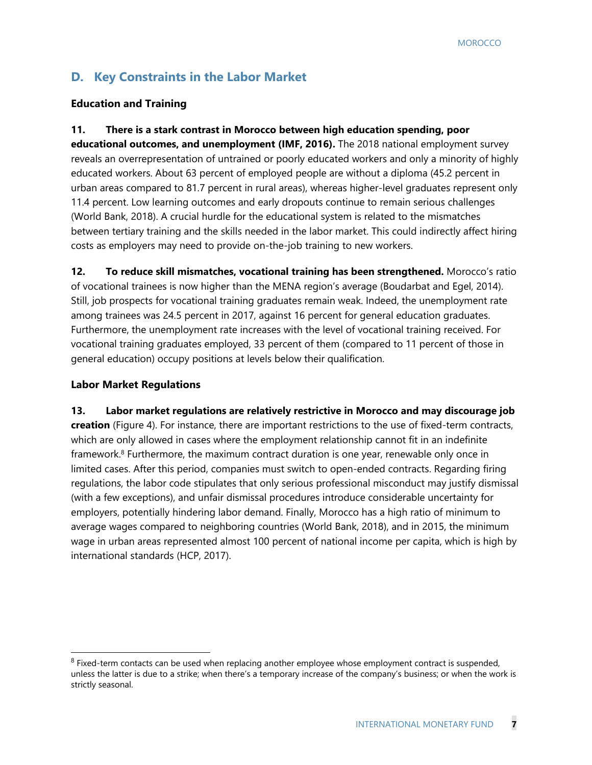## D. Key Constraints in the Labor Market

### Education and Training

**11. There is a stark contrast in Morocco between high education spending, poor educational outcomes, and unemployment (IMF, 2016).** The 2018 national employment survey reveals an overrepresentation of untrained or poorly educated workers and only a minority of highly educated workers. About 63 percent of employed people are without a diploma (45.2 percent in urban areas compared to 81.7 percent in rural areas), whereas higher-level graduates represent only 11.4 percent. Low learning outcomes and early dropouts continue to remain serious challenges (World Bank, 2018). A crucial hurdle for the educational system is related to the mismatches between tertiary training and the skills needed in the labor market. This could indirectly affect hiring costs as employers may need to provide on-the-job training to new workers.

**12. To reduce skill mismatches, vocational training has been strengthened.** Morocco's ratio of vocational trainees is now higher than the MENA region's average (Boudarbat and Egel, 2014). Still, job prospects for vocational training graduates remain weak. Indeed, the unemployment rate among trainees was 24.5 percent in 2017, against 16 percent for general education graduates. Furthermore, the unemployment rate increases with the level of vocational training received. For vocational training graduates employed, 33 percent of them (compared to 11 percent of those in general education) occupy positions at levels below their qualification.

### Labor Market Regulations

**13. Labor market regulations are relatively restrictive in Morocco and may discourage job creation** (Figure 4). For instance, there are important restrictions to the use of fixed-term contracts, which are only allowed in cases where the employment relationship cannot fit in an indefinite framework.[8] Furthermore, the maximum contract duration is one year, renewable only once in limited cases. After this period, companies must switch to open-ended contracts. Regarding firing regulations, the labor code stipulates that only serious professional misconduct may justify dismissal (with a few exceptions), and unfair dismissal procedures introduce considerable uncertainty for employers, potentially hindering labor demand. Finally, Morocco has a high ratio of minimum to average wages compared to neighboring countries (World Bank, 2018), and in 2015, the minimum wage in urban areas represented almost 100 percent of national income per capita, which is high by international standards (HCP, 2017).

---

[8] Fixed-term contacts can be used when replacing another employee whose employment contract is suspended, unless the latter is due to a strike; when there's a temporary increase of the company's business; or when the work is strictly seasonal.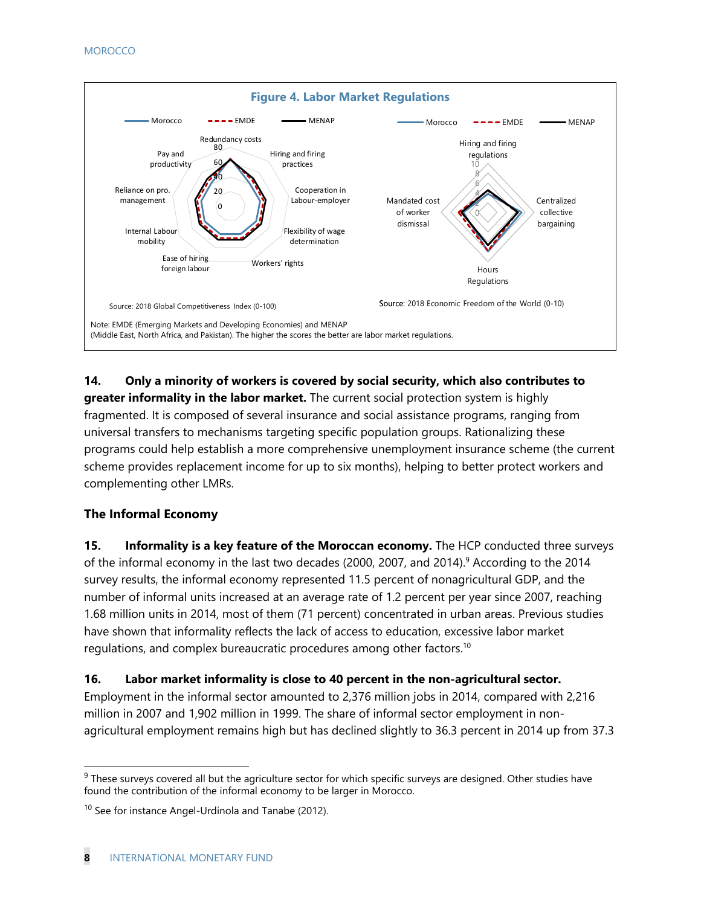**Figure 4. Labor Market Regulations**

Source: 2018 Global Competitiveness Index (0-100)

Source: 2018 Economic Freedom of the World (0-10)

Note: EMDE (Emerging Markets and Developing Economies) and MENAP (Middle East, North Africa, and Pakistan). The higher the scores the better are labor market regulations.

**14. Only a minority of workers is covered by social security, which also contributes to greater informality in the labor market.** The current social protection system is highly fragmented. It is composed of several insurance and social assistance programs, ranging from universal transfers to mechanisms targeting specific population groups. Rationalizing these programs could help establish a more comprehensive unemployment insurance scheme (the current scheme provides replacement income for up to six months), helping to better protect workers and complementing other LMRs.

### The Informal Economy

**15. Informality is a key feature of the Moroccan economy.** The HCP conducted three surveys of the informal economy in the last two decades (2000, 2007, and 2014).[9] According to the 2014 survey results, the informal economy represented 11.5 percent of nonagricultural GDP, and the number of informal units increased at an average rate of 1.2 percent per year since 2007, reaching 1.68 million units in 2014, most of them (71 percent) concentrated in urban areas. Previous studies have shown that informality reflects the lack of access to education, excessive labor market regulations, and complex bureaucratic procedures among other factors.[10]

**16. Labor market informality is close to 40 percent in the non-agricultural sector.** Employment in the informal sector amounted to 2,376 million jobs in 2014, compared with 2,216 million in 2007 and 1,902 million in 1999. The share of informal sector employment in non-agricultural employment remains high but has declined slightly to 36.3 percent in 2014 up from 37.3

[9] These surveys covered all but the agriculture sector for which specific surveys are designed. Other studies have found the contribution of the informal economy to be larger in Morocco.

[10] See for instance Angel-Urdinola and Tanabe (2012).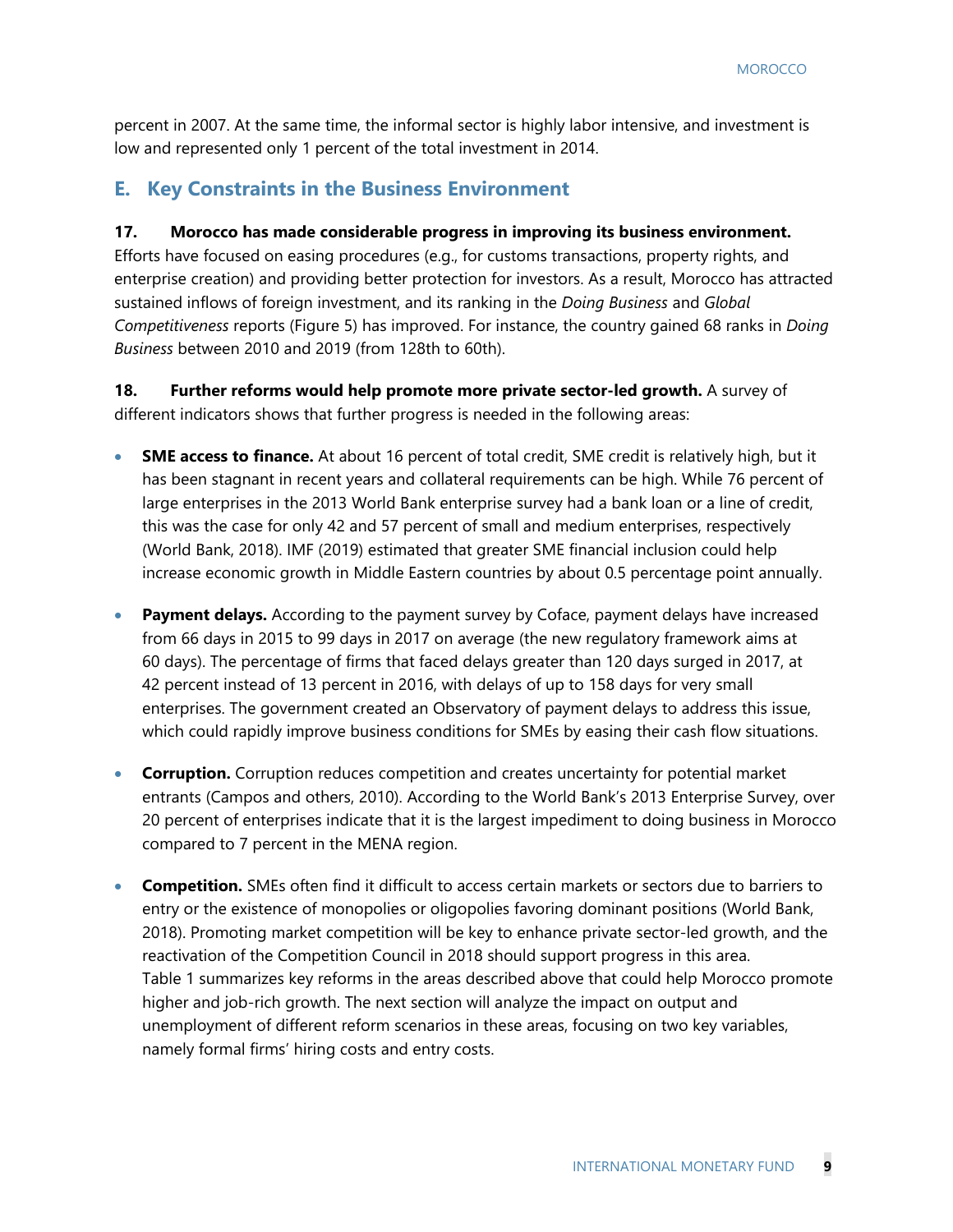percent in 2007. At the same time, the informal sector is highly labor intensive, and investment is low and represented only 1 percent of the total investment in 2014.

## E. Key Constraints in the Business Environment

**17. Morocco has made considerable progress in improving its business environment.** Efforts have focused on easing procedures (e.g., for customs transactions, property rights, and enterprise creation) and providing better protection for investors. As a result, Morocco has attracted sustained inflows of foreign investment, and its ranking in the *Doing Business* and *Global Competitiveness* reports (Figure 5) has improved. For instance, the country gained 68 ranks in *Doing Business* between 2010 and 2019 (from 128th to 60th).

**18. Further reforms would help promote more private sector-led growth.** A survey of different indicators shows that further progress is needed in the following areas:

- **SME access to finance.** At about 16 percent of total credit, SME credit is relatively high, but it has been stagnant in recent years and collateral requirements can be high. While 76 percent of large enterprises in the 2013 World Bank enterprise survey had a bank loan or a line of credit, this was the case for only 42 and 57 percent of small and medium enterprises, respectively (World Bank, 2018). IMF (2019) estimated that greater SME financial inclusion could help increase economic growth in Middle Eastern countries by about 0.5 percentage point annually.

- **Payment delays.** According to the payment survey by Coface, payment delays have increased from 66 days in 2015 to 99 days in 2017 on average (the new regulatory framework aims at 60 days). The percentage of firms that faced delays greater than 120 days surged in 2017, at 42 percent instead of 13 percent in 2016, with delays of up to 158 days for very small enterprises. The government created an Observatory of payment delays to address this issue, which could rapidly improve business conditions for SMEs by easing their cash flow situations.

- **Corruption.** Corruption reduces competition and creates uncertainty for potential market entrants (Campos and others, 2010). According to the World Bank's 2013 Enterprise Survey, over 20 percent of enterprises indicate that it is the largest impediment to doing business in Morocco compared to 7 percent in the MENA region.

- **Competition.** SMEs often find it difficult to access certain markets or sectors due to barriers to entry or the existence of monopolies or oligopolies favoring dominant positions (World Bank, 2018). Promoting market competition will be key to enhance private sector-led growth, and the reactivation of the Competition Council in 2018 should support progress in this area. Table 1 summarizes key reforms in the areas described above that could help Morocco promote higher and job-rich growth. The next section will analyze the impact on output and unemployment of different reform scenarios in these areas, focusing on two key variables, namely formal firms' hiring costs and entry costs.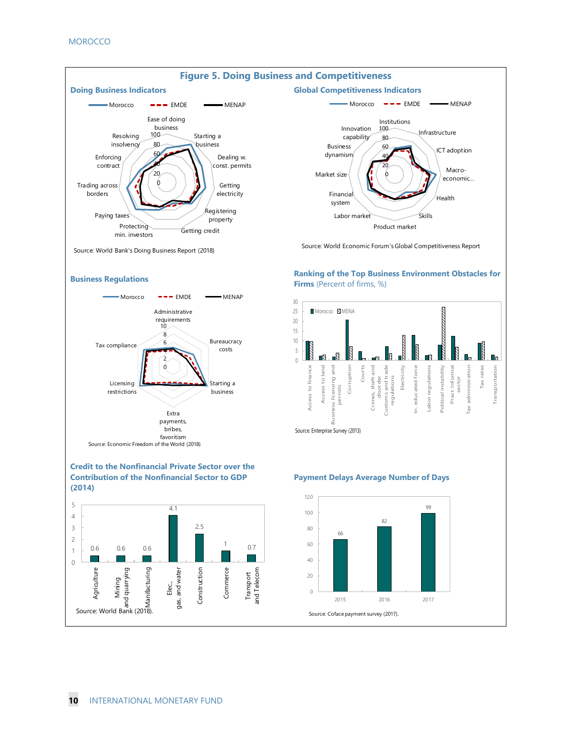# Figure 5. Doing Business and Competitiveness

## Doing Business Indicators

Morocco | EMDE | MENAP

Ease of doing business; Starting a business; Dealing w. const. permits; Getting electricity; Registering property; Getting credit; Protecting min. investors; Paying taxes; Trading across borders; Enforcing contract; Resolving insolvency

Source: World Bank's Doing Business Report (2018)

## Global Competitiveness Indicators

Morocco | EMDE | MENAP

Institutions; Infrastructure; ICT adoption; Macro-economic...; Health; Skills; Product market; Labor market; Financial system; Market size; Business dynamism; Innovation capability

Source: World Economic Forum's Global Competitiveness Report

## Business Regulations

Morocco | EMDE | MENAP

Administrative requirements; Bureaucracy costs; Starting a business; Extra payments, bribes, favoritism; Licensing restrictions; Tax compliance

Source: Economic Freedom of the World (2018)

## Ranking of the Top Business Environment Obstacles for Firms (Percent of firms, %)

Morocco | MENA

Access to finance; Access to land; Business licensing and permits; Corruption; Courts; Crimes, theft and disorder; Customs and trade regulations; Electricity; In. educated force; Labor regulations; Political instability; Pract. Informal sector; Tax administration; Tax rates; Transportation

Source: Enterprise Survey (2013)

## Credit to the Nonfinancial Private Sector over the Contribution of the Nonfinancial Sector to GDP (2014)

| Sector | Value |
|---|---|
| Agriculture | 0.6 |
| Mining and quarrying | 0.6 |
| Manifacturing | 0.6 |
| Elec., gas, and water | 4.1 |
| Construction | 2.5 |
| Commerce | 1 |
| Transport and Telecom | 0.7 |

Source: World Bank (2018).

## Payment Delays Average Number of Days

| Year | Days |
|---|---|
| 2015 | 66 |
| 2016 | 82 |
| 2017 | 99 |

Source: Coface payment survey (2017).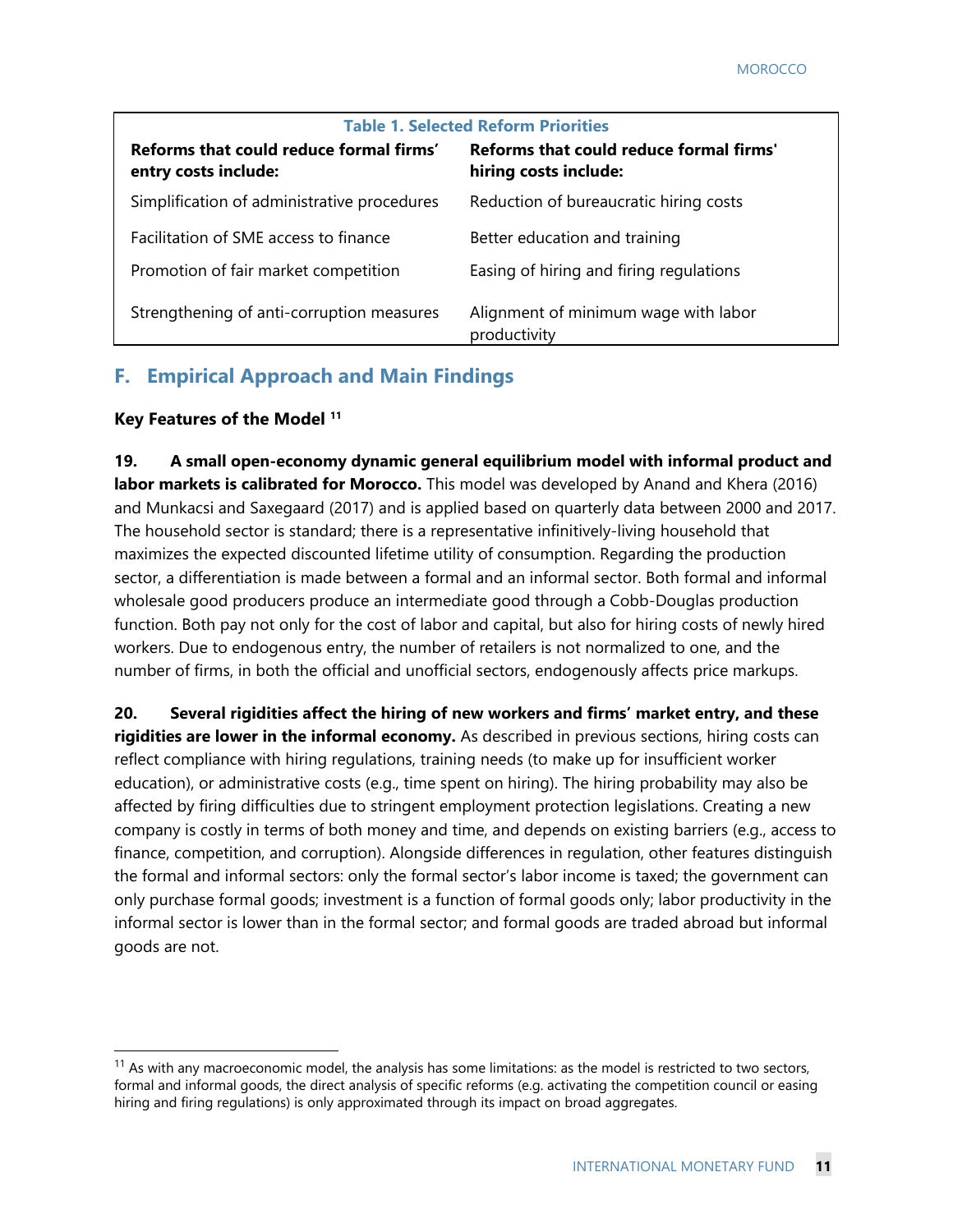**Table 1. Selected Reform Priorities**

| Reforms that could reduce formal firms' entry costs include: | Reforms that could reduce formal firms' hiring costs include: |
|---|---|
| Simplification of administrative procedures | Reduction of bureaucratic hiring costs |
| Facilitation of SME access to finance | Better education and training |
| Promotion of fair market competition | Easing of hiring and firing regulations |
| Strengthening of anti-corruption measures | Alignment of minimum wage with labor productivity |

## F. Empirical Approach and Main Findings

**Key Features of the Model** [11]

**19. A small open-economy dynamic general equilibrium model with informal product and labor markets is calibrated for Morocco.** This model was developed by Anand and Khera (2016) and Munkacsi and Saxegaard (2017) and is applied based on quarterly data between 2000 and 2017. The household sector is standard; there is a representative infinitively-living household that maximizes the expected discounted lifetime utility of consumption. Regarding the production sector, a differentiation is made between a formal and an informal sector. Both formal and informal wholesale good producers produce an intermediate good through a Cobb-Douglas production function. Both pay not only for the cost of labor and capital, but also for hiring costs of newly hired workers. Due to endogenous entry, the number of retailers is not normalized to one, and the number of firms, in both the official and unofficial sectors, endogenously affects price markups.

**20. Several rigidities affect the hiring of new workers and firms' market entry, and these rigidities are lower in the informal economy.** As described in previous sections, hiring costs can reflect compliance with hiring regulations, training needs (to make up for insufficient worker education), or administrative costs (e.g., time spent on hiring). The hiring probability may also be affected by firing difficulties due to stringent employment protection legislations. Creating a new company is costly in terms of both money and time, and depends on existing barriers (e.g., access to finance, competition, and corruption). Alongside differences in regulation, other features distinguish the formal and informal sectors: only the formal sector's labor income is taxed; the government can only purchase formal goods; investment is a function of formal goods only; labor productivity in the informal sector is lower than in the formal sector; and formal goods are traded abroad but informal goods are not.

[11] As with any macroeconomic model, the analysis has some limitations: as the model is restricted to two sectors, formal and informal goods, the direct analysis of specific reforms (e.g. activating the competition council or easing hiring and firing regulations) is only approximated through its impact on broad aggregates.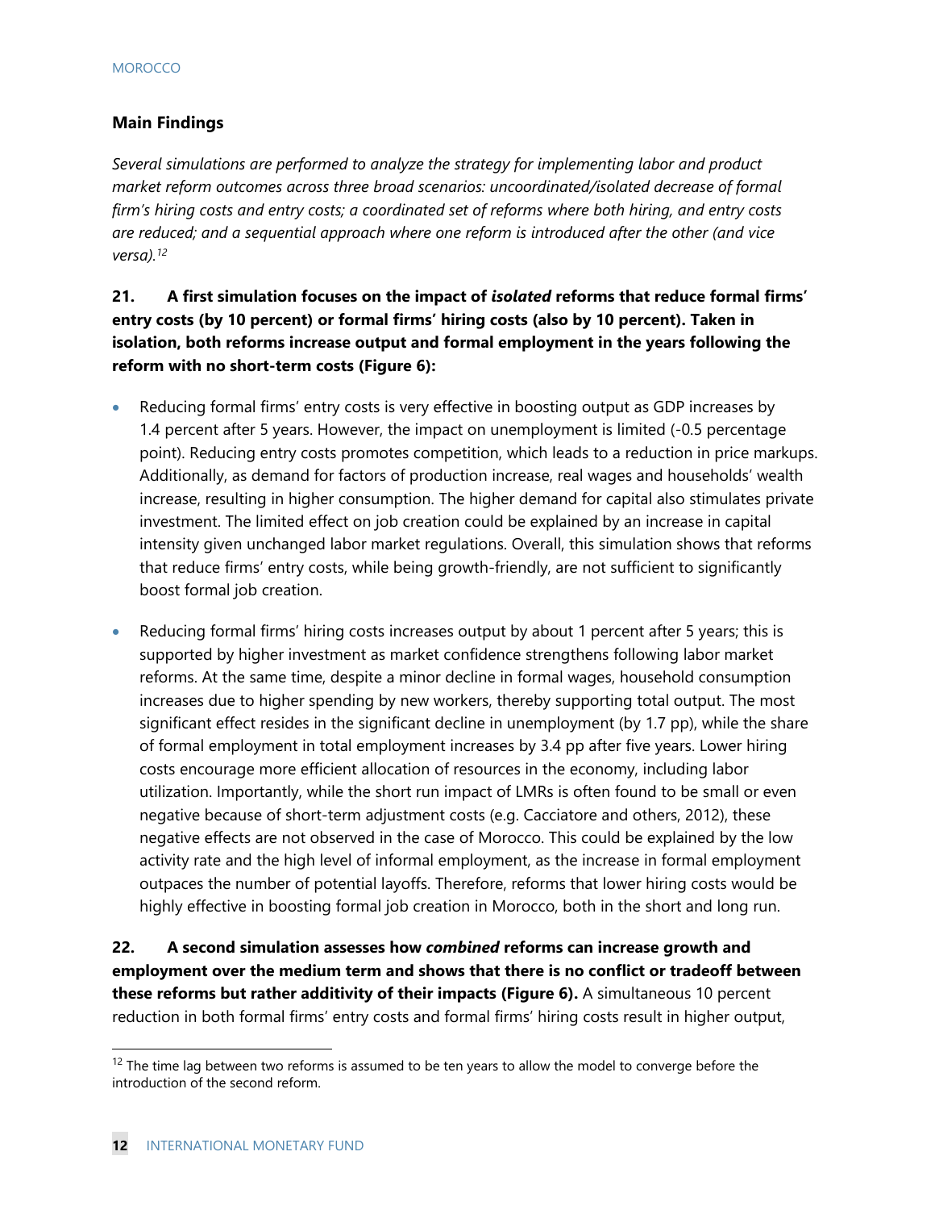### Main Findings

*Several simulations are performed to analyze the strategy for implementing labor and product market reform outcomes across three broad scenarios: uncoordinated/isolated decrease of formal firm's hiring costs and entry costs; a coordinated set of reforms where both hiring, and entry costs are reduced; and a sequential approach where one reform is introduced after the other (and vice versa).*[12]

**21. A first simulation focuses on the impact of *isolated* reforms that reduce formal firms' entry costs (by 10 percent) or formal firms' hiring costs (also by 10 percent). Taken in isolation, both reforms increase output and formal employment in the years following the reform with no short-term costs (Figure 6):**

- Reducing formal firms' entry costs is very effective in boosting output as GDP increases by 1.4 percent after 5 years. However, the impact on unemployment is limited (-0.5 percentage point). Reducing entry costs promotes competition, which leads to a reduction in price markups. Additionally, as demand for factors of production increase, real wages and households' wealth increase, resulting in higher consumption. The higher demand for capital also stimulates private investment. The limited effect on job creation could be explained by an increase in capital intensity given unchanged labor market regulations. Overall, this simulation shows that reforms that reduce firms' entry costs, while being growth-friendly, are not sufficient to significantly boost formal job creation.

- Reducing formal firms' hiring costs increases output by about 1 percent after 5 years; this is supported by higher investment as market confidence strengthens following labor market reforms. At the same time, despite a minor decline in formal wages, household consumption increases due to higher spending by new workers, thereby supporting total output. The most significant effect resides in the significant decline in unemployment (by 1.7 pp), while the share of formal employment in total employment increases by 3.4 pp after five years. Lower hiring costs encourage more efficient allocation of resources in the economy, including labor utilization. Importantly, while the short run impact of LMRs is often found to be small or even negative because of short-term adjustment costs (e.g. Cacciatore and others, 2012), these negative effects are not observed in the case of Morocco. This could be explained by the low activity rate and the high level of informal employment, as the increase in formal employment outpaces the number of potential layoffs. Therefore, reforms that lower hiring costs would be highly effective in boosting formal job creation in Morocco, both in the short and long run.

**22. A second simulation assesses how *combined* reforms can increase growth and employment over the medium term and shows that there is no conflict or tradeoff between these reforms but rather additivity of their impacts (Figure 6).** A simultaneous 10 percent reduction in both formal firms' entry costs and formal firms' hiring costs result in higher output,

---

[12] The time lag between two reforms is assumed to be ten years to allow the model to converge before the introduction of the second reform.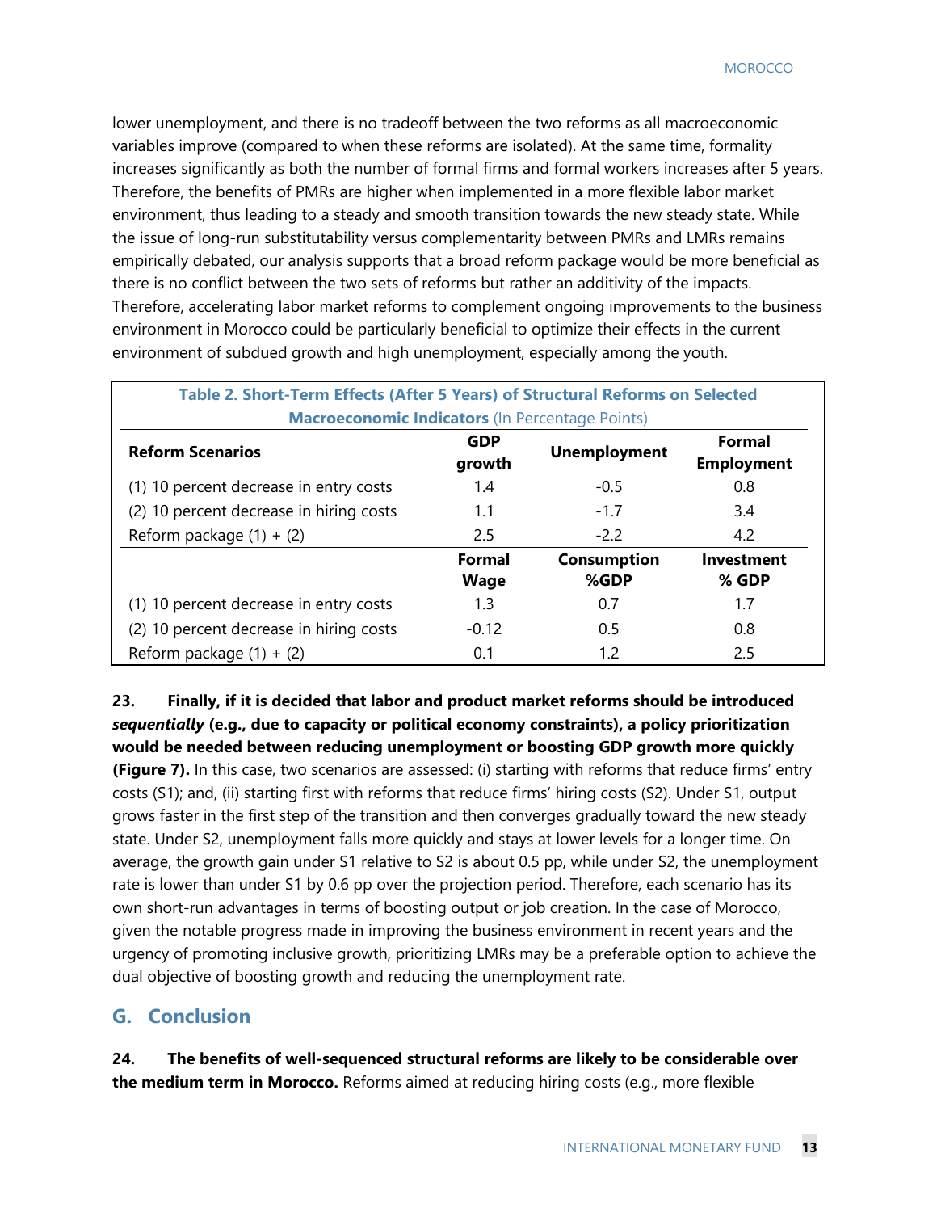lower unemployment, and there is no tradeoff between the two reforms as all macroeconomic variables improve (compared to when these reforms are isolated). At the same time, formality increases significantly as both the number of formal firms and formal workers increases after 5 years. Therefore, the benefits of PMRs are higher when implemented in a more flexible labor market environment, thus leading to a steady and smooth transition towards the new steady state. While the issue of long-run substitutability versus complementarity between PMRs and LMRs remains empirically debated, our analysis supports that a broad reform package would be more beneficial as there is no conflict between the two sets of reforms but rather an additivity of the impacts. Therefore, accelerating labor market reforms to complement ongoing improvements to the business environment in Morocco could be particularly beneficial to optimize their effects in the current environment of subdued growth and high unemployment, especially among the youth.

**Table 2. Short-Term Effects (After 5 Years) of Structural Reforms on Selected Macroeconomic Indicators** (In Percentage Points)

| Reform Scenarios | GDP growth | Unemployment | Formal Employment |
|---|---|---|---|
| (1) 10 percent decrease in entry costs | 1.4 | -0.5 | 0.8 |
| (2) 10 percent decrease in hiring costs | 1.1 | -1.7 | 3.4 |
| Reform package (1) + (2) | 2.5 | -2.2 | 4.2 |
| | **Formal Wage** | **Consumption %GDP** | **Investment % GDP** |
| (1) 10 percent decrease in entry costs | 1.3 | 0.7 | 1.7 |
| (2) 10 percent decrease in hiring costs | -0.12 | 0.5 | 0.8 |
| Reform package (1) + (2) | 0.1 | 1.2 | 2.5 |

**23. Finally, if it is decided that labor and product market reforms should be introduced *sequentially* (e.g., due to capacity or political economy constraints), a policy prioritization would be needed between reducing unemployment or boosting GDP growth more quickly (Figure 7).** In this case, two scenarios are assessed: (i) starting with reforms that reduce firms' entry costs (S1); and, (ii) starting first with reforms that reduce firms' hiring costs (S2). Under S1, output grows faster in the first step of the transition and then converges gradually toward the new steady state. Under S2, unemployment falls more quickly and stays at lower levels for a longer time. On average, the growth gain under S1 relative to S2 is about 0.5 pp, while under S2, the unemployment rate is lower than under S1 by 0.6 pp over the projection period. Therefore, each scenario has its own short-run advantages in terms of boosting output or job creation. In the case of Morocco, given the notable progress made in improving the business environment in recent years and the urgency of promoting inclusive growth, prioritizing LMRs may be a preferable option to achieve the dual objective of boosting growth and reducing the unemployment rate.

## G. Conclusion

**24. The benefits of well-sequenced structural reforms are likely to be considerable over the medium term in Morocco.** Reforms aimed at reducing hiring costs (e.g., more flexible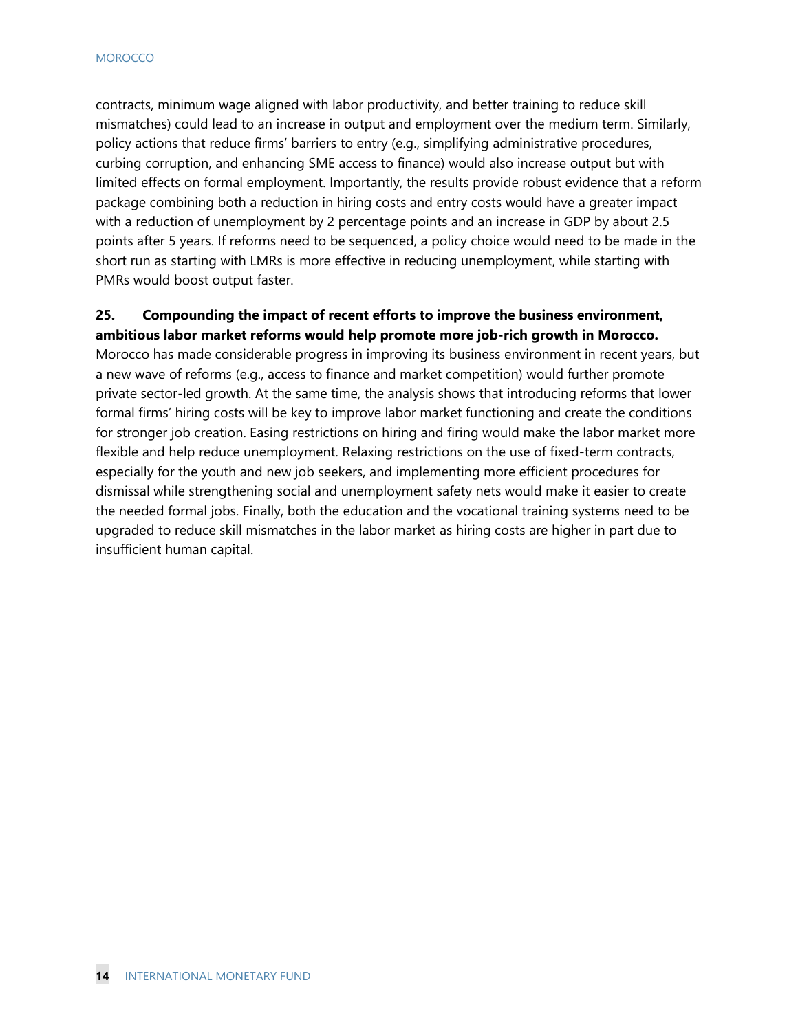contracts, minimum wage aligned with labor productivity, and better training to reduce skill mismatches) could lead to an increase in output and employment over the medium term. Similarly, policy actions that reduce firms' barriers to entry (e.g., simplifying administrative procedures, curbing corruption, and enhancing SME access to finance) would also increase output but with limited effects on formal employment. Importantly, the results provide robust evidence that a reform package combining both a reduction in hiring costs and entry costs would have a greater impact with a reduction of unemployment by 2 percentage points and an increase in GDP by about 2.5 points after 5 years. If reforms need to be sequenced, a policy choice would need to be made in the short run as starting with LMRs is more effective in reducing unemployment, while starting with PMRs would boost output faster.

**25. Compounding the impact of recent efforts to improve the business environment, ambitious labor market reforms would help promote more job-rich growth in Morocco.** Morocco has made considerable progress in improving its business environment in recent years, but a new wave of reforms (e.g., access to finance and market competition) would further promote private sector-led growth. At the same time, the analysis shows that introducing reforms that lower formal firms' hiring costs will be key to improve labor market functioning and create the conditions for stronger job creation. Easing restrictions on hiring and firing would make the labor market more flexible and help reduce unemployment. Relaxing restrictions on the use of fixed-term contracts, especially for the youth and new job seekers, and implementing more efficient procedures for dismissal while strengthening social and unemployment safety nets would make it easier to create the needed formal jobs. Finally, both the education and the vocational training systems need to be upgraded to reduce skill mismatches in the labor market as hiring costs are higher in part due to insufficient human capital.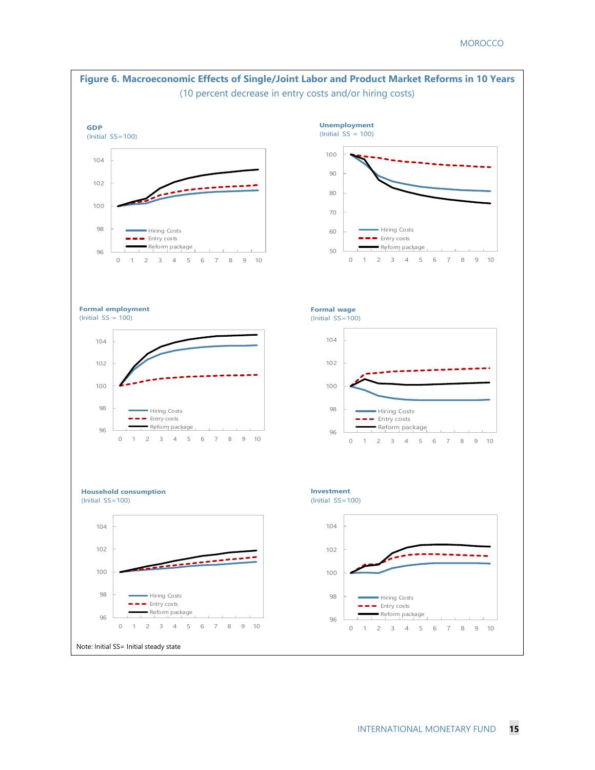## Figure 6. Macroeconomic Effects of Single/Joint Labor and Product Market Reforms in 10 Years

(10 percent decrease in entry costs and/or hiring costs)

**GDP**
(Initial SS=100)

**Unemployment**
(Initial SS = 100)

**Formal employment**
(Initial SS = 100)

**Formal wage**
(Initial SS=100)

**Household consumption**
(Initial SS=100)

**Investment**
(Initial SS=100)

Legend: Hiring Costs; Entry costs; Reform package

Note: Initial SS= Initial steady state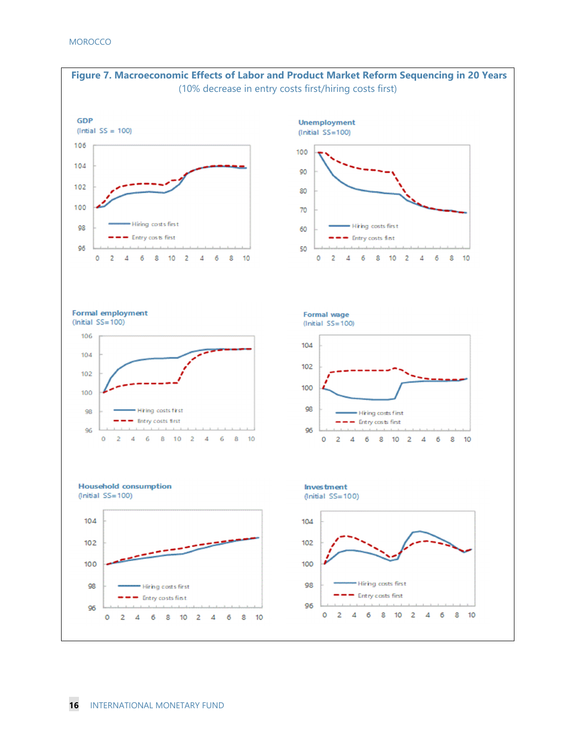**Figure 7. Macroeconomic Effects of Labor and Product Market Reform Sequencing in 20 Years**

(10% decrease in entry costs first/hiring costs first)

**GDP**
(Intial SS = 100)

**Unemployment**
(Initial SS=100)

**Formal employment**
(Initial SS=100)

**Formal wage**
(Initial SS=100)

**Household consumption**
(Initial SS=100)

**Investment**
(Initial SS=100)

Hiring costs first
Entry costs first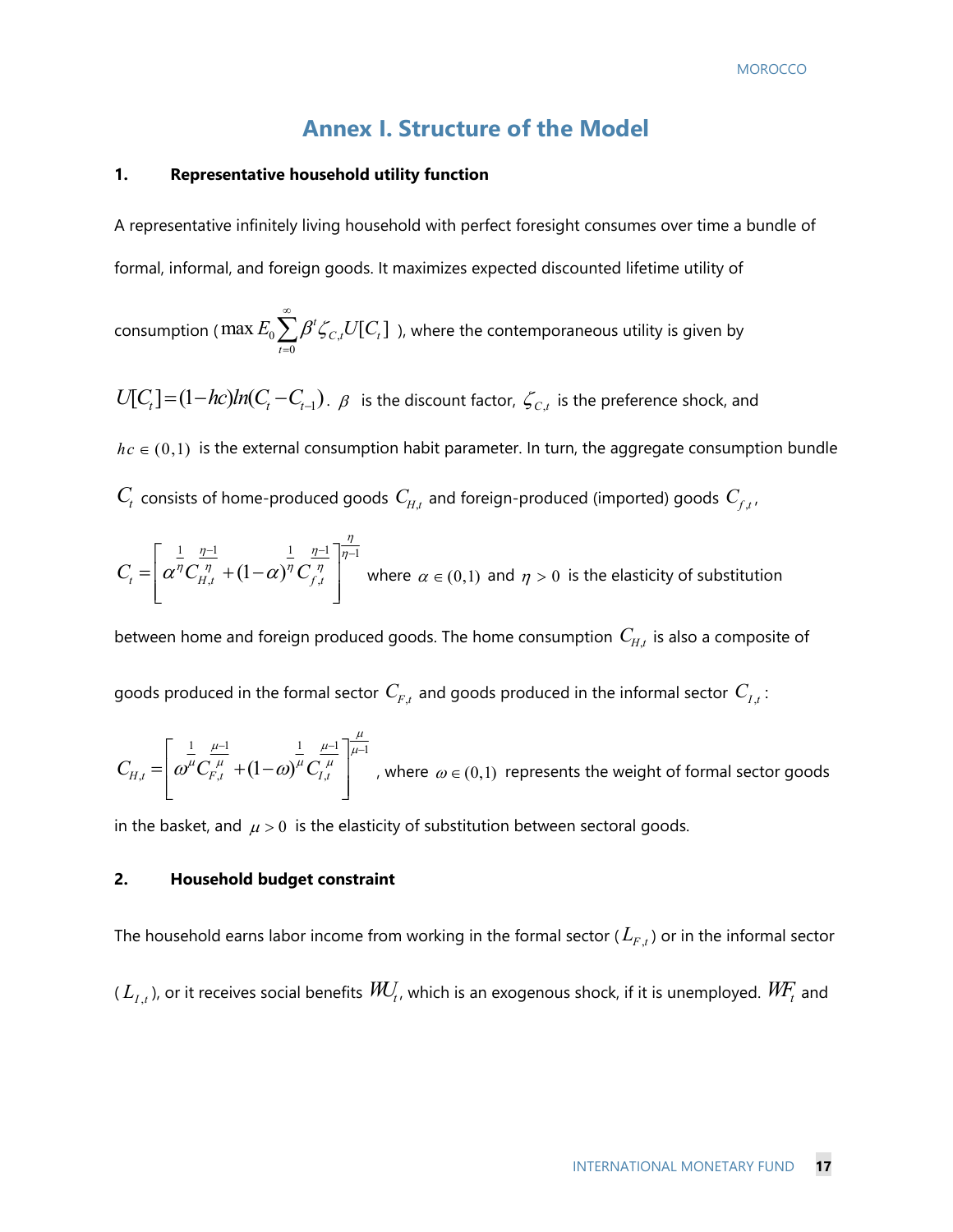# Annex I. Structure of the Model

## 1. Representative household utility function

A representative infinitely living household with perfect foresight consumes over time a bundle of formal, informal, and foreign goods. It maximizes expected discounted lifetime utility of consumption ($\max E_0 \sum_{t=0}^{\infty} \beta^t \zeta_{C,t} U[C_t]$), where the contemporaneous utility is given by $U[C_t] = (1-hc)ln(C_t - C_{t-1})$. $\beta$ is the discount factor, $\zeta_{C,t}$ is the preference shock, and $hc \in (0,1)$ is the external consumption habit parameter. In turn, the aggregate consumption bundle $C_t$ consists of home-produced goods $C_{H,t}$ and foreign-produced (imported) goods $C_{f,t}$,

$$C_t = \left[ \alpha^{\frac{1}{\eta}} C_{H,t}^{\frac{\eta-1}{\eta}} + (1-\alpha)^{\frac{1}{\eta}} C_{f,t}^{\frac{\eta-1}{\eta}} \right]^{\frac{\eta}{\eta-1}}$$

where $\alpha \in (0,1)$ and $\eta > 0$ is the elasticity of substitution between home and foreign produced goods. The home consumption $C_{H,t}$ is also a composite of goods produced in the formal sector $C_{F,t}$ and goods produced in the informal sector $C_{I,t}$:

$$C_{H,t} = \left[ \omega^{\frac{1}{\mu}} C_{F,t}^{\frac{\mu-1}{\mu}} + (1-\omega)^{\frac{1}{\mu}} C_{I,t}^{\frac{\mu-1}{\mu}} \right]^{\frac{\mu}{\mu-1}}$$

, where $\omega \in (0,1)$ represents the weight of formal sector goods in the basket, and $\mu > 0$ is the elasticity of substitution between sectoral goods.

## 2. Household budget constraint

The household earns labor income from working in the formal sector ($L_{F,t}$) or in the informal sector ($L_{I,t}$), or it receives social benefits $WU_t$, which is an exogenous shock, if it is unemployed. $WF_t$ and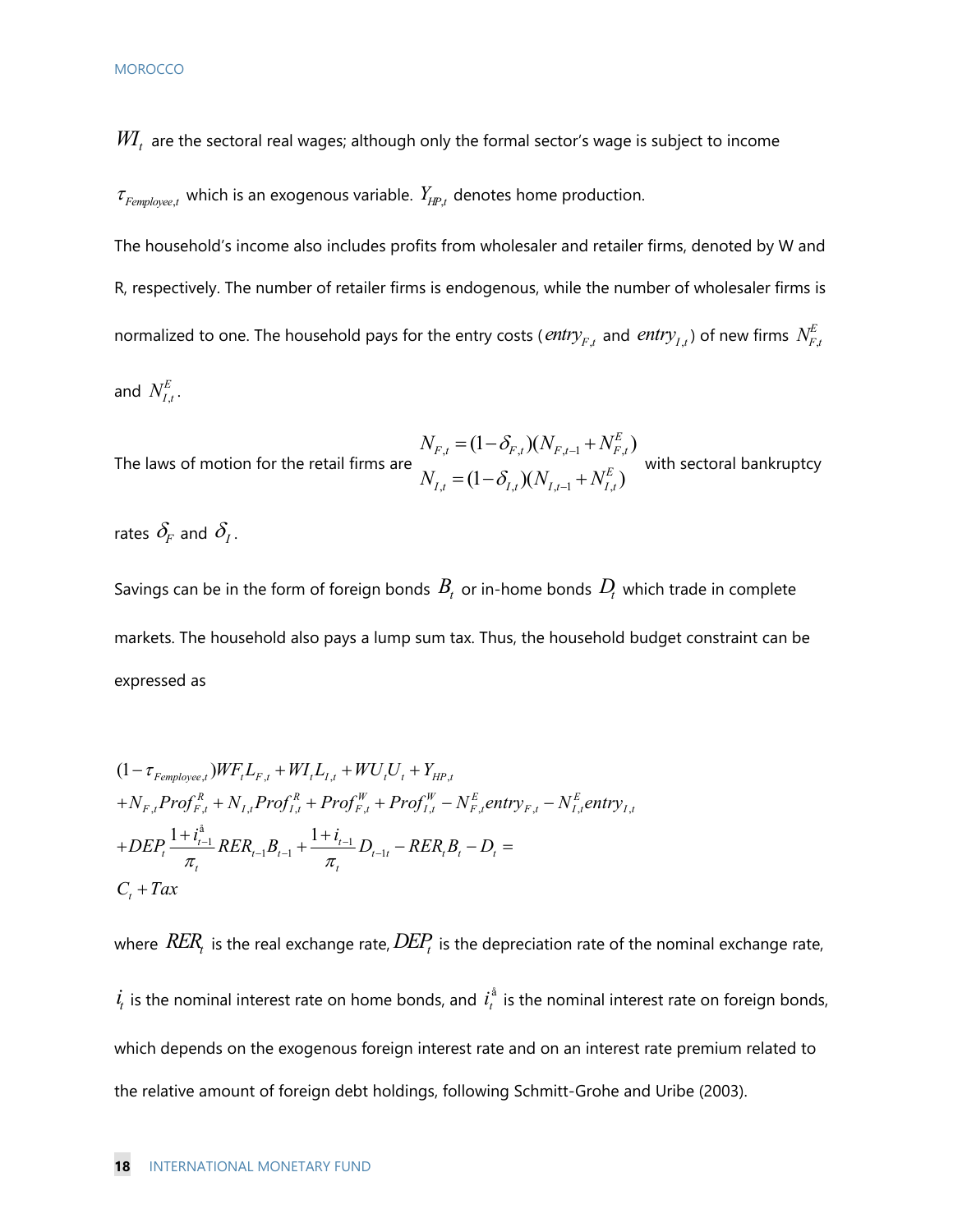$WI_t$ are the sectoral real wages; although only the formal sector's wage is subject to income

$\tau_{Femployee,t}$ which is an exogenous variable. $Y_{HP,t}$ denotes home production.

The household's income also includes profits from wholesaler and retailer firms, denoted by W and R, respectively. The number of retailer firms is endogenous, while the number of wholesaler firms is normalized to one. The household pays for the entry costs ($entry_{F,t}$ and $entry_{I,t}$) of new firms $N_{F,t}^{E}$ and $N_{I,t}^{E}$.

The laws of motion for the retail firms are

$$
\begin{aligned}
N_{F,t} &= (1-\delta_{F,t})(N_{F,t-1} + N_{F,t}^{E}) \\
N_{I,t} &= (1-\delta_{I,t})(N_{I,t-1} + N_{I,t}^{E})
\end{aligned}
$$

with sectoral bankruptcy rates $\delta_F$ and $\delta_I$.

Savings can be in the form of foreign bonds $B_t$ or in-home bonds $D_t$ which trade in complete markets. The household also pays a lump sum tax. Thus, the household budget constraint can be expressed as

$$
\begin{aligned}
&(1-\tau_{Femployee,t})WF_t L_{F,t} + WI_t L_{I,t} + WU_t U_t + Y_{HP,t} \\
&+ N_{F,t} Prof_{F,t}^{R} + N_{I,t} Prof_{I,t}^{R} + Prof_{F,t}^{W} + Prof_{I,t}^{W} - N_{F,t}^{E} entry_{F,t} - N_{I,t}^{E} entry_{I,t} \\
&+ DEP_t \frac{1+i_{t-1}^{*}}{\pi_t} RER_{t-1} B_{t-1} + \frac{1+i_{t-1}}{\pi_t} D_{t-1t} - RER_t B_t - D_t = \\
&C_t + Tax
\end{aligned}
$$

where $RER_t$ is the real exchange rate, $DEP_t$ is the depreciation rate of the nominal exchange rate, $i_t$ is the nominal interest rate on home bonds, and $i_t^{*}$ is the nominal interest rate on foreign bonds, which depends on the exogenous foreign interest rate and on an interest rate premium related to the relative amount of foreign debt holdings, following Schmitt-Grohe and Uribe (2003).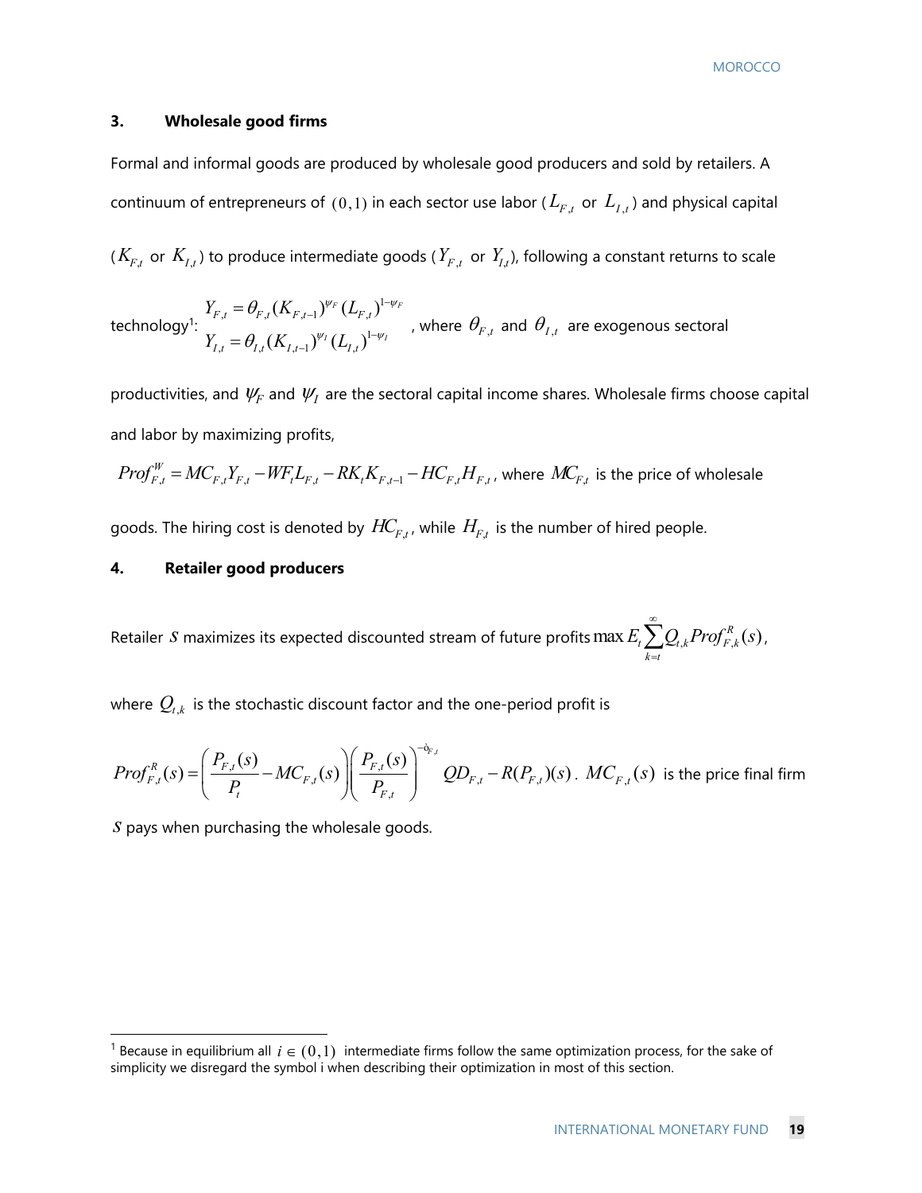### 3. Wholesale good firms

Formal and informal goods are produced by wholesale good producers and sold by retailers. A continuum of entrepreneurs of $(0,1)$ in each sector use labor ($L_{F,t}$ or $L_{I,t}$) and physical capital ($K_{F,t}$ or $K_{I,t}$) to produce intermediate goods ($Y_{F,t}$ or $Y_{I,t}$), following a constant returns to scale technology[1]:

$$Y_{F,t} = \theta_{F,t}(K_{F,t-1})^{\psi_F}(L_{F,t})^{1-\psi_F}$$
$$Y_{I,t} = \theta_{I,t}(K_{I,t-1})^{\psi_I}(L_{I,t})^{1-\psi_I}$$

, where $\theta_{F,t}$ and $\theta_{I,t}$ are exogenous sectoral productivities, and $\psi_F$ and $\psi_I$ are the sectoral capital income shares. Wholesale firms choose capital and labor by maximizing profits,

$Prof_{F,t}^{W} = MC_{F,t}Y_{F,t} - WF_tL_{F,t} - RK_tK_{F,t-1} - HC_{F,t}H_{F,t}$, where $MC_{F,t}$ is the price of wholesale goods. The hiring cost is denoted by $HC_{F,t}$, while $H_{F,t}$ is the number of hired people.

### 4. Retailer good producers

Retailer $s$ maximizes its expected discounted stream of future profits $\max E_t \sum_{k=t}^{\infty} Q_{t,k} Prof_{F,k}^{R}(s)$,

where $Q_{t,k}$ is the stochastic discount factor and the one-period profit is

$$Prof_{F,t}^{R}(s) = \left(\frac{P_{F,t}(s)}{P_t} - MC_{F,t}(s)\right)\left(\frac{P_{F,t}(s)}{P_{F,t}}\right)^{-\eth_{F,t}} QD_{F,t} - R(P_{F,t})(s).$$

$MC_{F,t}(s)$ is the price final firm $s$ pays when purchasing the wholesale goods.

[1] Because in equilibrium all $i \in (0,1)$ intermediate firms follow the same optimization process, for the sake of simplicity we disregard the symbol i when describing their optimization in most of this section.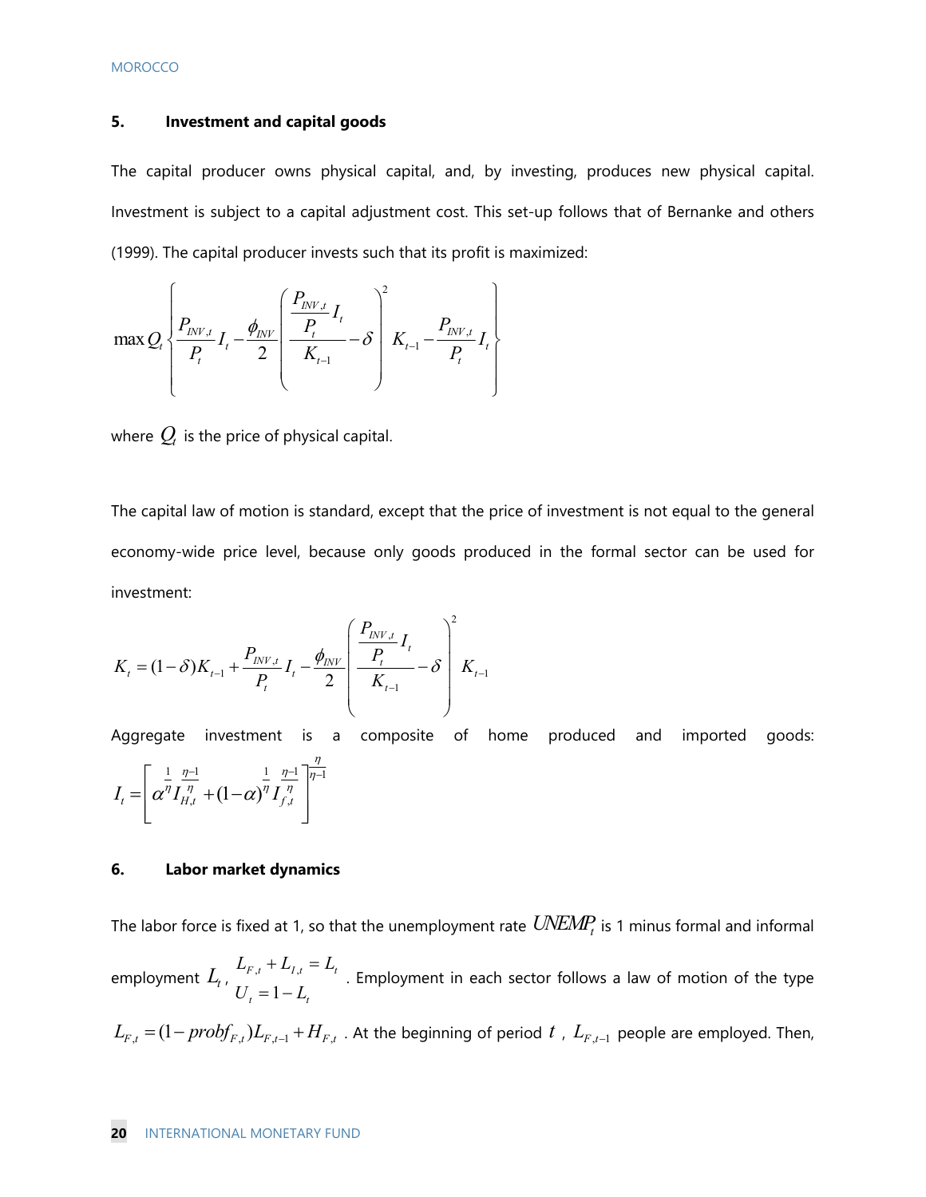### 5. Investment and capital goods

The capital producer owns physical capital, and, by investing, produces new physical capital. Investment is subject to a capital adjustment cost. This set-up follows that of Bernanke and others (1999). The capital producer invests such that its profit is maximized:

$$\max Q_t \left\{ \frac{P_{INV,t}}{P_t} I_t - \frac{\phi_{INV}}{2} \left( \frac{\frac{P_{INV,t}}{P_t} I_t}{K_{t-1}} - \delta \right)^2 K_{t-1} - \frac{P_{INV,t}}{P_t} I_t \right\}$$

where $Q_t$ is the price of physical capital.

The capital law of motion is standard, except that the price of investment is not equal to the general economy-wide price level, because only goods produced in the formal sector can be used for investment:

$$K_t = (1-\delta) K_{t-1} + \frac{P_{INV,t}}{P_t} I_t - \frac{\phi_{INV}}{2} \left( \frac{\frac{P_{INV,t}}{P_t} I_t}{K_{t-1}} - \delta \right)^2 K_{t-1}$$

Aggregate investment is a composite of home produced and imported goods: $I_t = \left[ \alpha^{\frac{1}{\eta}} I_{H,t}^{\frac{\eta-1}{\eta}} + (1-\alpha)^{\frac{1}{\eta}} I_{f,t}^{\frac{\eta-1}{\eta}} \right]^{\frac{\eta}{\eta-1}}$

### 6. Labor market dynamics

The labor force is fixed at 1, so that the unemployment rate $UNEMP_t$ is 1 minus formal and informal employment $L_t$, $\begin{matrix} L_{F,t} + L_{I,t} = L_t \\ U_t = 1 - L_t \end{matrix}$. Employment in each sector follows a law of motion of the type $L_{F,t} = (1 - probf_{F,t}) L_{F,t-1} + H_{F,t}$. At the beginning of period $t$, $L_{F,t-1}$ people are employed. Then,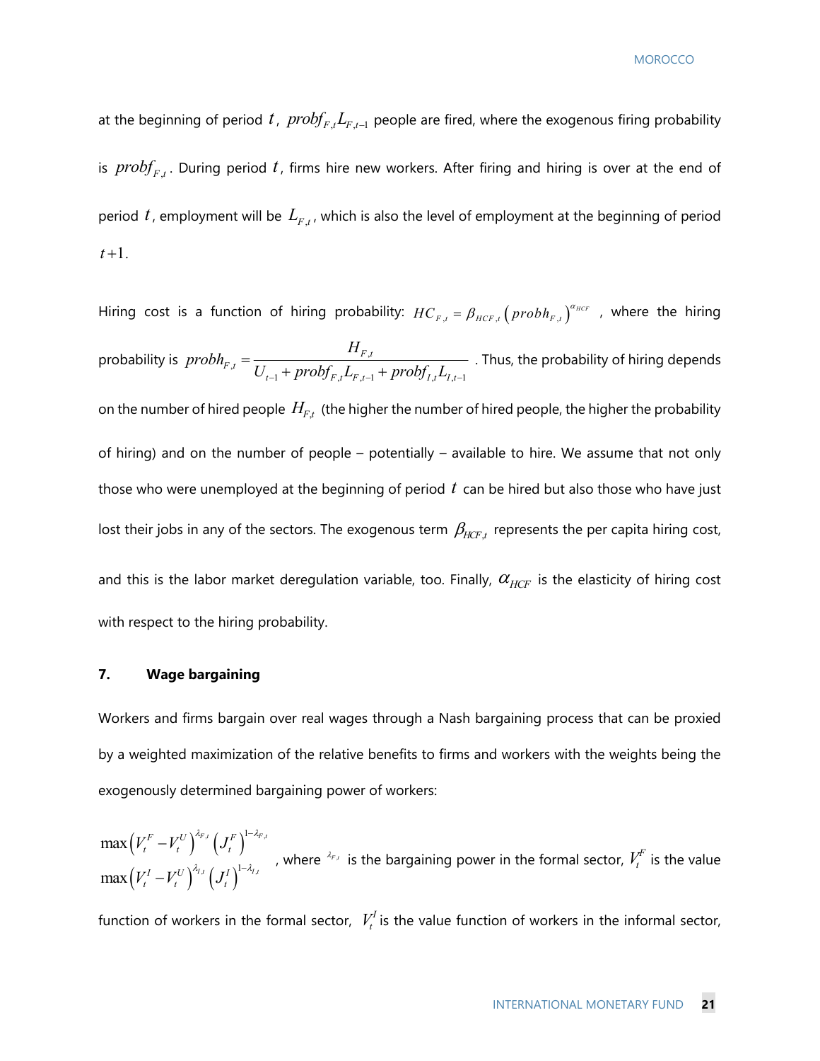at the beginning of period $t$, $probf_{F,t}L_{F,t-1}$ people are fired, where the exogenous firing probability is $probf_{F,t}$. During period $t$, firms hire new workers. After firing and hiring is over at the end of period $t$, employment will be $L_{F,t}$, which is also the level of employment at the beginning of period $t+1$.

Hiring cost is a function of hiring probability: $HC_{F,t} = \beta_{HCF,t}\left(probh_{F,t}\right)^{\alpha_{HCF}}$, where the hiring probability is $probh_{F,t} = \dfrac{H_{F,t}}{U_{t-1} + probf_{F,t}L_{F,t-1} + probf_{I,t}L_{I,t-1}}$. Thus, the probability of hiring depends on the number of hired people $H_{F,t}$ (the higher the number of hired people, the higher the probability of hiring) and on the number of people – potentially – available to hire. We assume that not only those who were unemployed at the beginning of period $t$ can be hired but also those who have just lost their jobs in any of the sectors. The exogenous term $\beta_{HCF,t}$ represents the per capita hiring cost, and this is the labor market deregulation variable, too. Finally, $\alpha_{HCF}$ is the elasticity of hiring cost with respect to the hiring probability.

## 7. Wage bargaining

Workers and firms bargain over real wages through a Nash bargaining process that can be proxied by a weighted maximization of the relative benefits to firms and workers with the weights being the exogenously determined bargaining power of workers:

$$\max\left(V_t^F - V_t^U\right)^{\lambda_{F,t}}\left(J_t^F\right)^{1-\lambda_{F,t}}$$
$$\max\left(V_t^I - V_t^U\right)^{\lambda_{I,t}}\left(J_t^I\right)^{1-\lambda_{I,t}}$$

, where $\lambda_{F,t}$ is the bargaining power in the formal sector, $V_t^F$ is the value function of workers in the formal sector, $V_t^I$ is the value function of workers in the informal sector,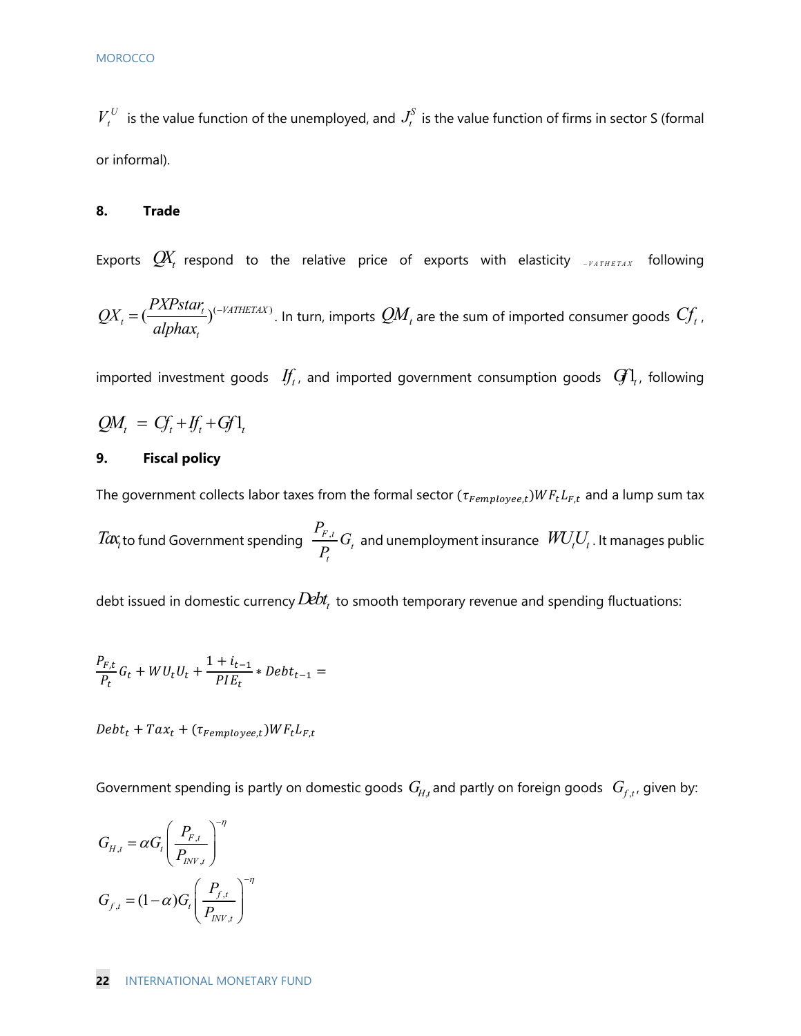$V_t^U$ is the value function of the unemployed, and $J_t^S$ is the value function of firms in sector S (formal or informal).

## 8. Trade

Exports $QX_t$ respond to the relative price of exports with elasticity $-VATHETAX$ following $QX_t = (\frac{PXPstar_t}{alphax_t})^{(-VATHETAX)}$. In turn, imports $QM_t$ are the sum of imported consumer goods $Cf_t$, imported investment goods $If_t$, and imported government consumption goods $Gf1_t$, following

$$QM_t = Cf_t + If_t + Gf1_t$$

## 9. Fiscal policy

The government collects labor taxes from the formal sector $(\tau_{Femployee,t})WF_tL_{F,t}$ and a lump sum tax $Tax_t$ to fund Government spending $\frac{P_{F,t}}{P_t}G_t$ and unemployment insurance $WU_tU_t$. It manages public debt issued in domestic currency $Debt_t$ to smooth temporary revenue and spending fluctuations:

$$\frac{P_{F,t}}{P_t}G_t + WU_tU_t + \frac{1+i_{t-1}}{PIE_t} * Debt_{t-1} =$$

$$Debt_t + Tax_t + (\tau_{Femployee,t})WF_tL_{F,t}$$

Government spending is partly on domestic goods $G_{H,t}$ and partly on foreign goods $G_{f,t}$, given by:

$$G_{H,t} = \alpha G_t \left( \frac{P_{F,t}}{P_{INV,t}} \right)^{-\eta}$$

$$G_{f,t} = (1-\alpha) G_t \left( \frac{P_{f,t}}{P_{INV,t}} \right)^{-\eta}$$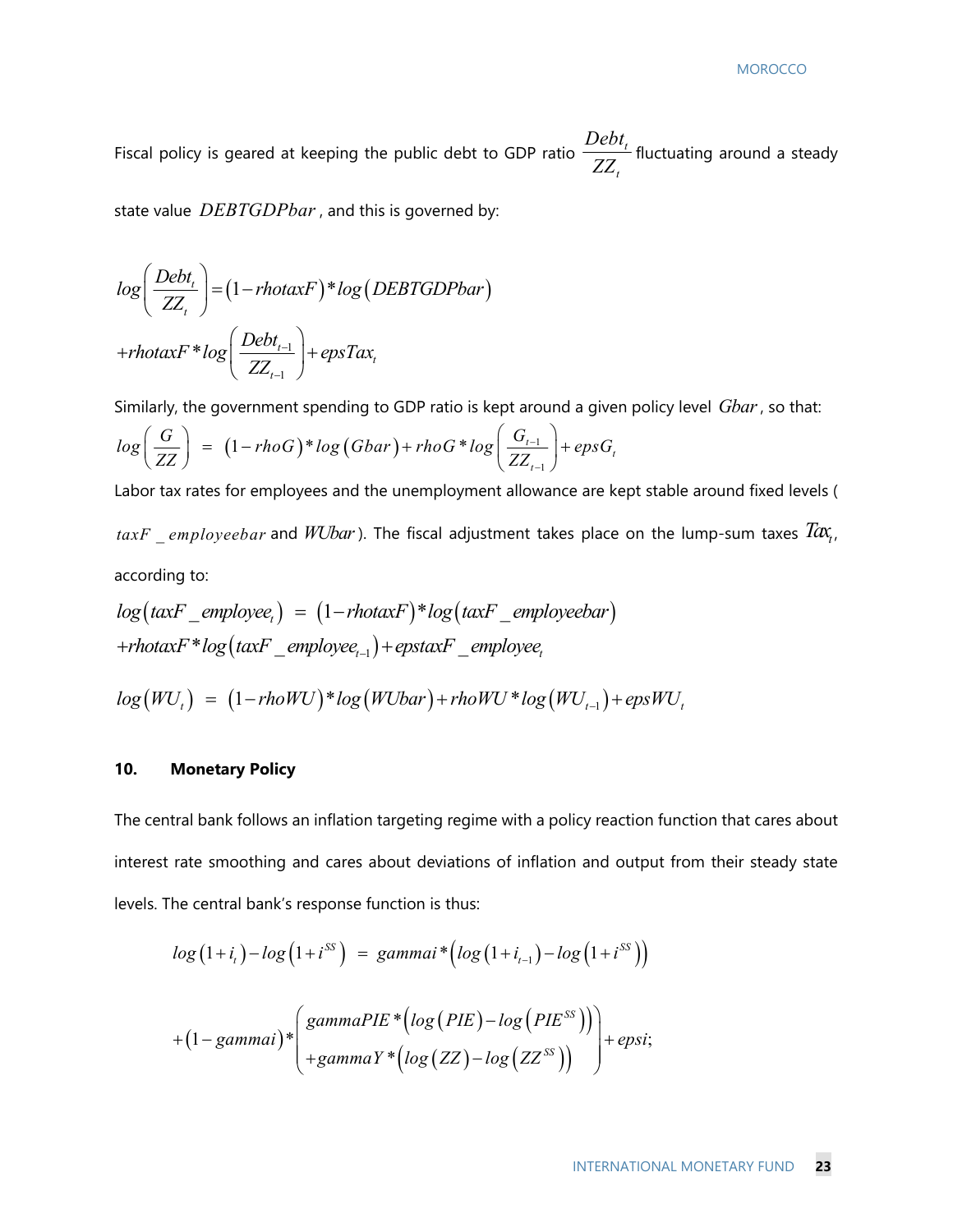Fiscal policy is geared at keeping the public debt to GDP ratio $\frac{Debt_t}{ZZ_t}$ fluctuating around a steady state value $DEBTGDPbar$, and this is governed by:

$$log\left(\frac{Debt_t}{ZZ_t}\right) = (1 - rhotaxF) * log(DEBTGDPbar)$$
$$+ rhotaxF * log\left(\frac{Debt_{t-1}}{ZZ_{t-1}}\right) + epsTax_t$$

Similarly, the government spending to GDP ratio is kept around a given policy level $Gbar$, so that:

$$log\left(\frac{G}{ZZ}\right) = (1 - rhoG) * log(Gbar) + rhoG * log\left(\frac{G_{t-1}}{ZZ_{t-1}}\right) + epsG_t$$

Labor tax rates for employees and the unemployment allowance are kept stable around fixed levels ($taxF\_employeebar$ and $WUbar$). The fiscal adjustment takes place on the lump-sum taxes $Tax_t$, according to:

$$log(taxF\_employee_t) = (1 - rhotaxF) * log(taxF\_employeebar)$$
$$+ rhotaxF * log(taxF\_employee_{t-1}) + epstaxF\_employee_t$$

$$log(WU_t) = (1 - rhoWU) * log(WUbar) + rhoWU * log(WU_{t-1}) + epsWU_t$$

## 10. Monetary Policy

The central bank follows an inflation targeting regime with a policy reaction function that cares about interest rate smoothing and cares about deviations of inflation and output from their steady state levels. The central bank's response function is thus:

$$log(1 + i_t) - log(1 + i^{SS}) = gammai * \left(log(1 + i_{t-1}) - log(1 + i^{SS})\right)$$

$$+ (1 - gammai) * \begin{pmatrix} gammaPIE * \left(log(PIE) - log(PIE^{SS})\right) \\ + gammaY * \left(log(ZZ) - log(ZZ^{SS})\right) \end{pmatrix} + epsi;$$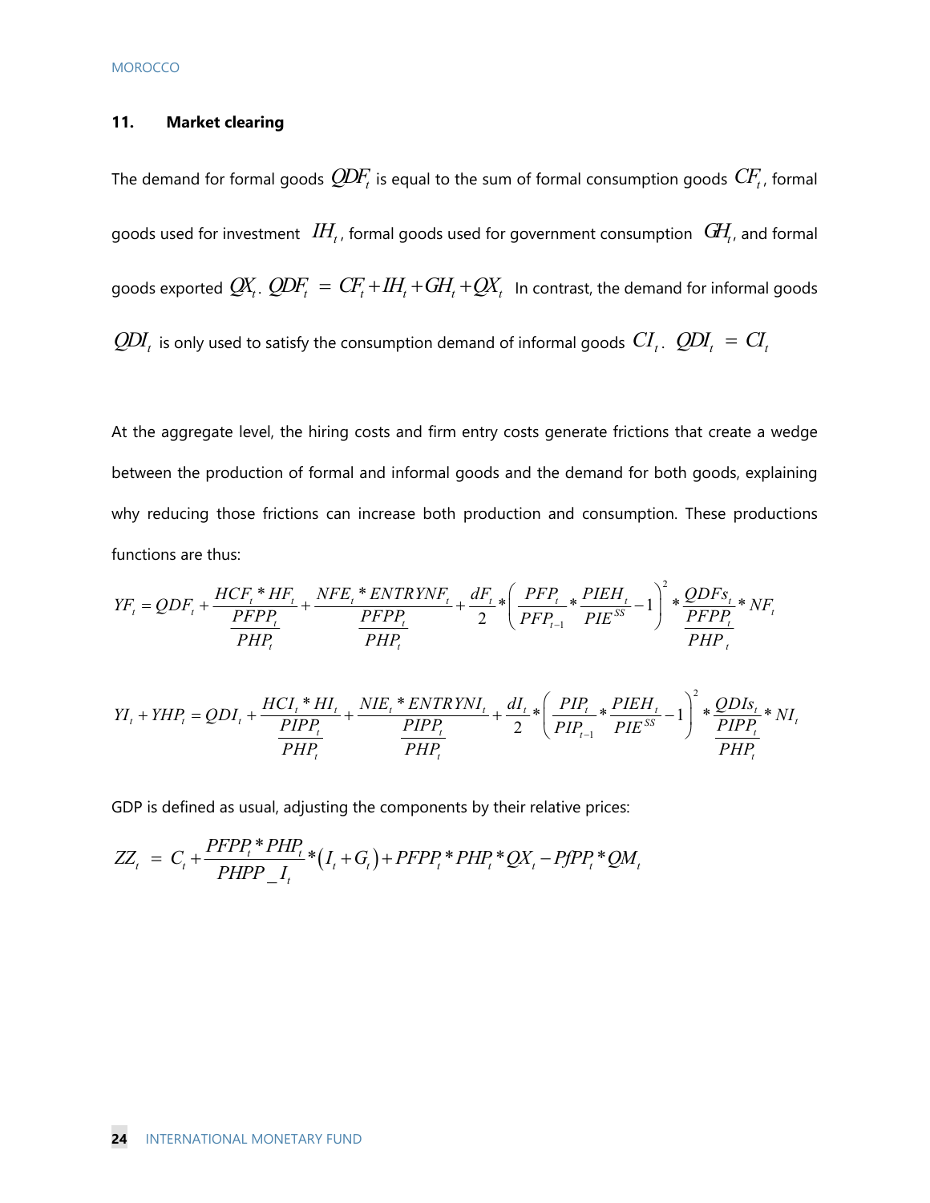### 11. Market clearing

The demand for formal goods $QDF_t$ is equal to the sum of formal consumption goods $CF_t$, formal goods used for investment $IH_t$, formal goods used for government consumption $GH_t$, and formal goods exported $QX_t$. $QDF_t = CF_t + IH_t + GH_t + QX_t$ In contrast, the demand for informal goods $QDI_t$ is only used to satisfy the consumption demand of informal goods $CI_t$. $QDI_t = CI_t$

At the aggregate level, the hiring costs and firm entry costs generate frictions that create a wedge between the production of formal and informal goods and the demand for both goods, explaining why reducing those frictions can increase both production and consumption. These productions functions are thus:

$$YF_t = QDF_t + \frac{HCF_t * HF_t}{\frac{PFPP_t}{PHP_t}} + \frac{NFE_t * ENTRYNF_t}{\frac{PFPP_t}{PHP_t}} + \frac{dF_t}{2} * \left( \frac{PFP_t}{PFP_{t-1}} * \frac{PIEH_t}{PIE^{SS}} - 1 \right)^2 * \frac{QDFs_t}{\frac{PFPP_t}{PHP_t}} * NF_t$$

$$YI_t + YHP_t = QDI_t + \frac{HCI_t * HI_t}{\frac{PIPP_t}{PHP_t}} + \frac{NIE_t * ENTRYNI_t}{\frac{PIPP_t}{PHP_t}} + \frac{dI_t}{2} * \left( \frac{PIP_t}{PIP_{t-1}} * \frac{PIEH_t}{PIE^{SS}} - 1 \right)^2 * \frac{QDIs_t}{\frac{PIPP_t}{PHP_t}} * NI_t$$

GDP is defined as usual, adjusting the components by their relative prices:

$$ZZ_t = C_t + \frac{PFPP_t * PHP_t}{PHPP\_I_t} * \left( I_t + G_t \right) + PFPP_t * PHP_t * QX_t - PfPP_t * QM_t$$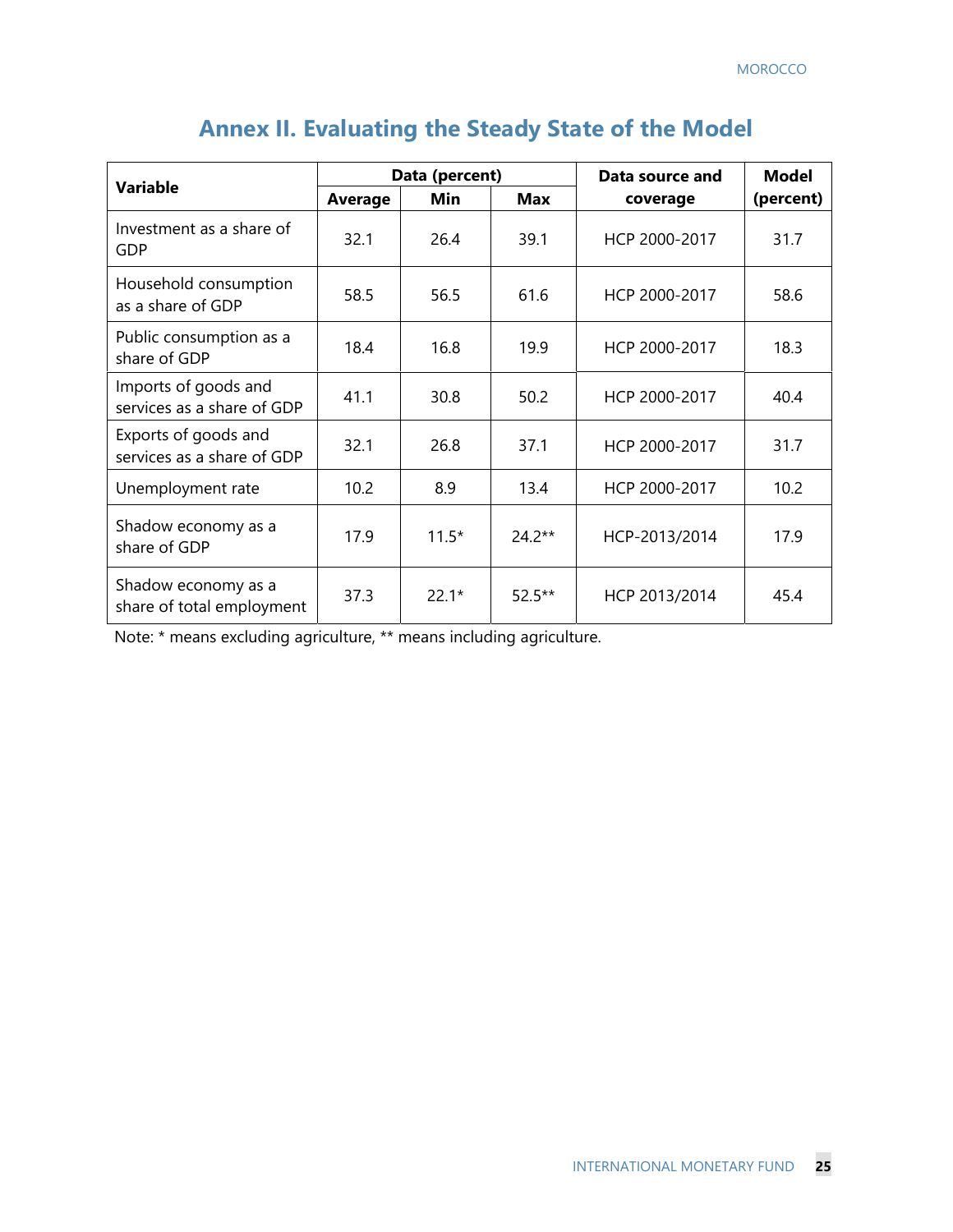# Annex II. Evaluating the Steady State of the Model

| Variable | Data (percent) | | | Data source and coverage | Model (percent) |
|---|---|---|---|---|---|
| | Average | Min | Max | | |
| Investment as a share of GDP | 32.1 | 26.4 | 39.1 | HCP 2000-2017 | 31.7 |
| Household consumption as a share of GDP | 58.5 | 56.5 | 61.6 | HCP 2000-2017 | 58.6 |
| Public consumption as a share of GDP | 18.4 | 16.8 | 19.9 | HCP 2000-2017 | 18.3 |
| Imports of goods and services as a share of GDP | 41.1 | 30.8 | 50.2 | HCP 2000-2017 | 40.4 |
| Exports of goods and services as a share of GDP | 32.1 | 26.8 | 37.1 | HCP 2000-2017 | 31.7 |
| Unemployment rate | 10.2 | 8.9 | 13.4 | HCP 2000-2017 | 10.2 |
| Shadow economy as a share of GDP | 17.9 | 11.5* | 24.2** | HCP-2013/2014 | 17.9 |
| Shadow economy as a share of total employment | 37.3 | 22.1* | 52.5** | HCP 2013/2014 | 45.4 |

Note: * means excluding agriculture, ** means including agriculture.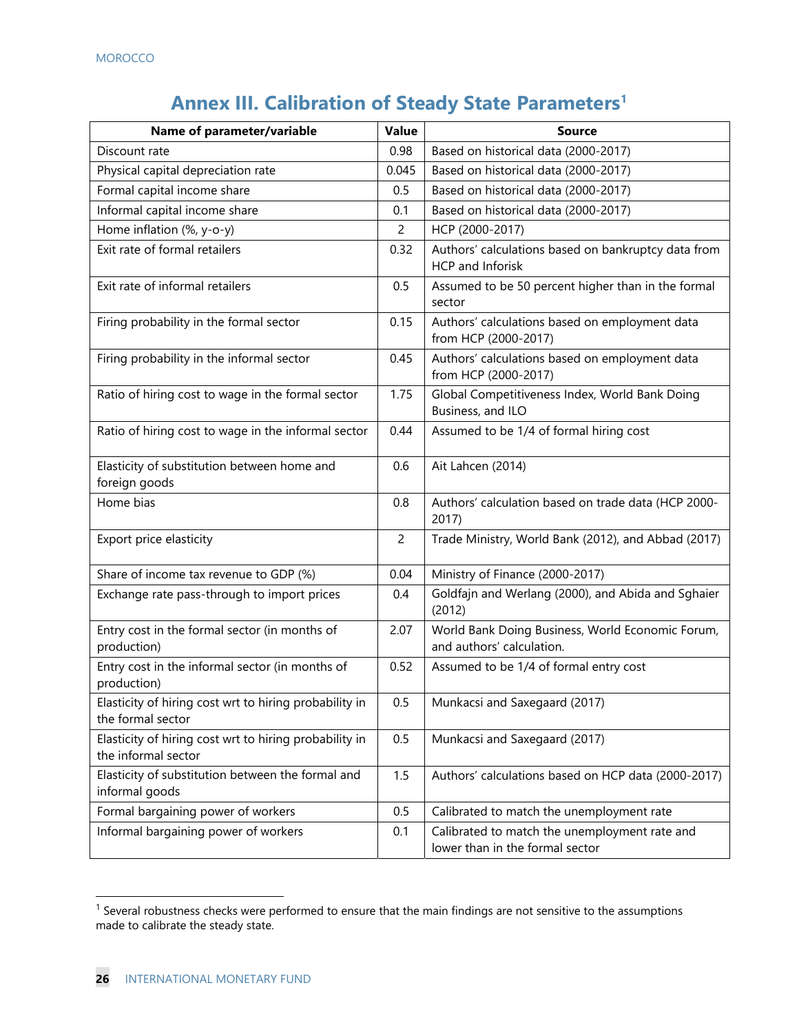# Annex III. Calibration of Steady State Parameters[1]

| Name of parameter/variable | Value | Source |
|---|---|---|
| Discount rate | 0.98 | Based on historical data (2000-2017) |
| Physical capital depreciation rate | 0.045 | Based on historical data (2000-2017) |
| Formal capital income share | 0.5 | Based on historical data (2000-2017) |
| Informal capital income share | 0.1 | Based on historical data (2000-2017) |
| Home inflation (%, y-o-y) | 2 | HCP (2000-2017) |
| Exit rate of formal retailers | 0.32 | Authors' calculations based on bankruptcy data from HCP and Inforisk |
| Exit rate of informal retailers | 0.5 | Assumed to be 50 percent higher than in the formal sector |
| Firing probability in the formal sector | 0.15 | Authors' calculations based on employment data from HCP (2000-2017) |
| Firing probability in the informal sector | 0.45 | Authors' calculations based on employment data from HCP (2000-2017) |
| Ratio of hiring cost to wage in the formal sector | 1.75 | Global Competitiveness Index, World Bank Doing Business, and ILO |
| Ratio of hiring cost to wage in the informal sector | 0.44 | Assumed to be 1/4 of formal hiring cost |
| Elasticity of substitution between home and foreign goods | 0.6 | Ait Lahcen (2014) |
| Home bias | 0.8 | Authors' calculation based on trade data (HCP 2000-2017) |
| Export price elasticity | 2 | Trade Ministry, World Bank (2012), and Abbad (2017) |
| Share of income tax revenue to GDP (%) | 0.04 | Ministry of Finance (2000-2017) |
| Exchange rate pass-through to import prices | 0.4 | Goldfajn and Werlang (2000), and Abida and Sghaier (2012) |
| Entry cost in the formal sector (in months of production) | 2.07 | World Bank Doing Business, World Economic Forum, and authors' calculation. |
| Entry cost in the informal sector (in months of production) | 0.52 | Assumed to be 1/4 of formal entry cost |
| Elasticity of hiring cost wrt to hiring probability in the formal sector | 0.5 | Munkacsi and Saxegaard (2017) |
| Elasticity of hiring cost wrt to hiring probability in the informal sector | 0.5 | Munkacsi and Saxegaard (2017) |
| Elasticity of substitution between the formal and informal goods | 1.5 | Authors' calculations based on HCP data (2000-2017) |
| Formal bargaining power of workers | 0.5 | Calibrated to match the unemployment rate |
| Informal bargaining power of workers | 0.1 | Calibrated to match the unemployment rate and lower than in the formal sector |

[1] Several robustness checks were performed to ensure that the main findings are not sensitive to the assumptions made to calibrate the steady state.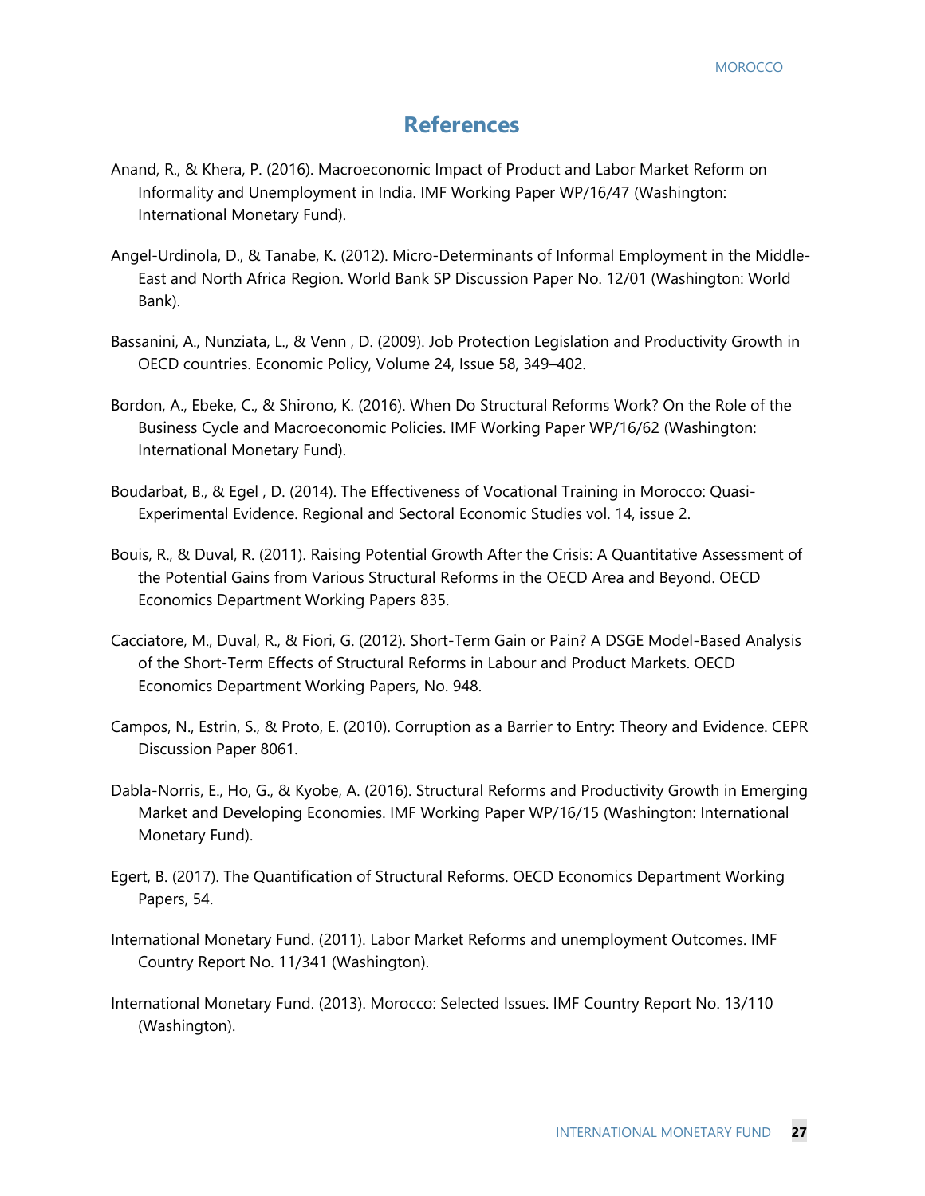# References

Anand, R., & Khera, P. (2016). Macroeconomic Impact of Product and Labor Market Reform on Informality and Unemployment in India. IMF Working Paper WP/16/47 (Washington: International Monetary Fund).

Angel-Urdinola, D., & Tanabe, K. (2012). Micro-Determinants of Informal Employment in the Middle-East and North Africa Region. World Bank SP Discussion Paper No. 12/01 (Washington: World Bank).

Bassanini, A., Nunziata, L., & Venn , D. (2009). Job Protection Legislation and Productivity Growth in OECD countries. Economic Policy, Volume 24, Issue 58, 349–402.

Bordon, A., Ebeke, C., & Shirono, K. (2016). When Do Structural Reforms Work? On the Role of the Business Cycle and Macroeconomic Policies. IMF Working Paper WP/16/62 (Washington: International Monetary Fund).

Boudarbat, B., & Egel , D. (2014). The Effectiveness of Vocational Training in Morocco: Quasi-Experimental Evidence. Regional and Sectoral Economic Studies vol. 14, issue 2.

Bouis, R., & Duval, R. (2011). Raising Potential Growth After the Crisis: A Quantitative Assessment of the Potential Gains from Various Structural Reforms in the OECD Area and Beyond. OECD Economics Department Working Papers 835.

Cacciatore, M., Duval, R., & Fiori, G. (2012). Short-Term Gain or Pain? A DSGE Model-Based Analysis of the Short-Term Effects of Structural Reforms in Labour and Product Markets. OECD Economics Department Working Papers, No. 948.

Campos, N., Estrin, S., & Proto, E. (2010). Corruption as a Barrier to Entry: Theory and Evidence. CEPR Discussion Paper 8061.

Dabla-Norris, E., Ho, G., & Kyobe, A. (2016). Structural Reforms and Productivity Growth in Emerging Market and Developing Economies. IMF Working Paper WP/16/15 (Washington: International Monetary Fund).

Egert, B. (2017). The Quantification of Structural Reforms. OECD Economics Department Working Papers, 54.

International Monetary Fund. (2011). Labor Market Reforms and unemployment Outcomes. IMF Country Report No. 11/341 (Washington).

International Monetary Fund. (2013). Morocco: Selected Issues. IMF Country Report No. 13/110 (Washington).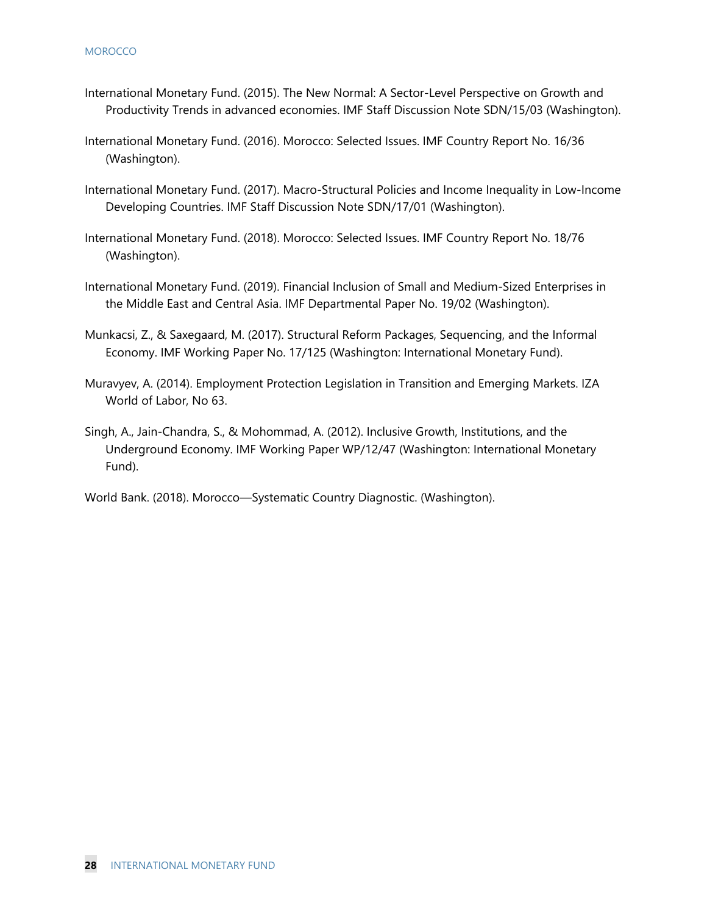International Monetary Fund. (2015). The New Normal: A Sector-Level Perspective on Growth and Productivity Trends in advanced economies. IMF Staff Discussion Note SDN/15/03 (Washington).

International Monetary Fund. (2016). Morocco: Selected Issues. IMF Country Report No. 16/36 (Washington).

International Monetary Fund. (2017). Macro-Structural Policies and Income Inequality in Low-Income Developing Countries. IMF Staff Discussion Note SDN/17/01 (Washington).

International Monetary Fund. (2018). Morocco: Selected Issues. IMF Country Report No. 18/76 (Washington).

International Monetary Fund. (2019). Financial Inclusion of Small and Medium-Sized Enterprises in the Middle East and Central Asia. IMF Departmental Paper No. 19/02 (Washington).

Munkacsi, Z., & Saxegaard, M. (2017). Structural Reform Packages, Sequencing, and the Informal Economy. IMF Working Paper No. 17/125 (Washington: International Monetary Fund).

Muravyev, A. (2014). Employment Protection Legislation in Transition and Emerging Markets. IZA World of Labor, No 63.

Singh, A., Jain-Chandra, S., & Mohommad, A. (2012). Inclusive Growth, Institutions, and the Underground Economy. IMF Working Paper WP/12/47 (Washington: International Monetary Fund).

World Bank. (2018). Morocco—Systematic Country Diagnostic. (Washington).